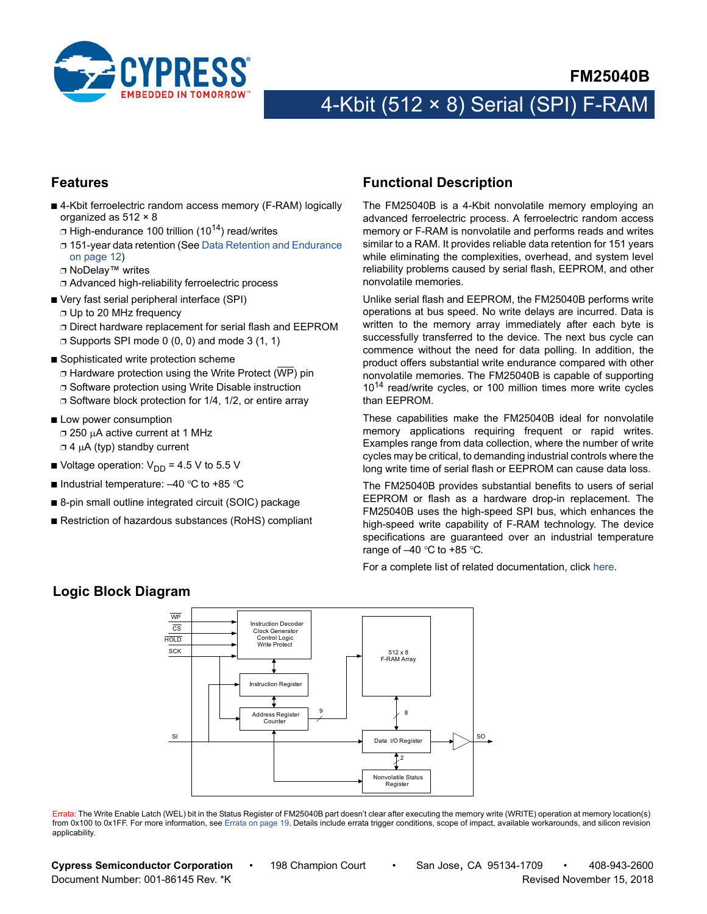# FM25040B

## 4-Kbit (512 × 8) Serial (SPI) F-RAM

## Features

- 4-Kbit ferroelectric random access memory (F-RAM) logically organized as 512 × 8
  - High-endurance 100 trillion ($10^{14}$) read/writes
  - 151-year data retention (See Data Retention and Endurance on page 12)
  - NoDelay™ writes
  - Advanced high-reliability ferroelectric process
- Very fast serial peripheral interface (SPI)
  - Up to 20 MHz frequency
  - Direct hardware replacement for serial flash and EEPROM
  - Supports SPI mode 0 (0, 0) and mode 3 (1, 1)
- Sophisticated write protection scheme
  - Hardware protection using the Write Protect (WP) pin
  - Software protection using Write Disable instruction
  - Software block protection for 1/4, 1/2, or entire array
- Low power consumption
  - 250 µA active current at 1 MHz
  - 4 µA (typ) standby current
- Voltage operation: $V_{DD}$ = 4.5 V to 5.5 V
- Industrial temperature: –40 °C to +85 °C
- 8-pin small outline integrated circuit (SOIC) package
- Restriction of hazardous substances (RoHS) compliant

## Functional Description

The FM25040B is a 4-Kbit nonvolatile memory employing an advanced ferroelectric process. A ferroelectric random access memory or F-RAM is nonvolatile and performs reads and writes similar to a RAM. It provides reliable data retention for 151 years while eliminating the complexities, overhead, and system level reliability problems caused by serial flash, EEPROM, and other nonvolatile memories.

Unlike serial flash and EEPROM, the FM25040B performs write operations at bus speed. No write delays are incurred. Data is written to the memory array immediately after each byte is successfully transferred to the device. The next bus cycle can commence without the need for data polling. In addition, the product offers substantial write endurance compared with other nonvolatile memories. The FM25040B is capable of supporting $10^{14}$ read/write cycles, or 100 million times more write cycles than EEPROM.

These capabilities make the FM25040B ideal for nonvolatile memory applications requiring frequent or rapid writes. Examples range from data collection, where the number of write cycles may be critical, to demanding industrial controls where the long write time of serial flash or EEPROM can cause data loss.

The FM25040B provides substantial benefits to users of serial EEPROM or flash as a hardware drop-in replacement. The FM25040B uses the high-speed SPI bus, which enhances the high-speed write capability of F-RAM technology. The device specifications are guaranteed over an industrial temperature range of –40 °C to +85 °C.

For a complete list of related documentation, click here.

## Logic Block Diagram

WP, CS, HOLD, SCK → Instruction Decoder / Clock Generator / Control Logic / Write Protect

Instruction Register

Address Register Counter → 9 → 512 x 8 F-RAM Array

SI → Data I/O Register → SO

512 x 8 F-RAM Array ↔ 8 ↔ Data I/O Register

Data I/O Register ↔ 2 ↔ Nonvolatile Status Register

Errata: The Write Enable Latch (WEL) bit in the Status Register of FM25040B part doesn't clear after executing the memory write (WRITE) operation at memory location(s) from 0x100 to 0x1FF. For more information, see Errata on page 19. Details include errata trigger conditions, scope of impact, available workarounds, and silicon revision applicability.

Cypress Semiconductor Corporation • 198 Champion Court • San Jose, CA 95134-1709 • 408-943-2600
Document Number: 001-86145 Rev. *K Revised November 15, 2018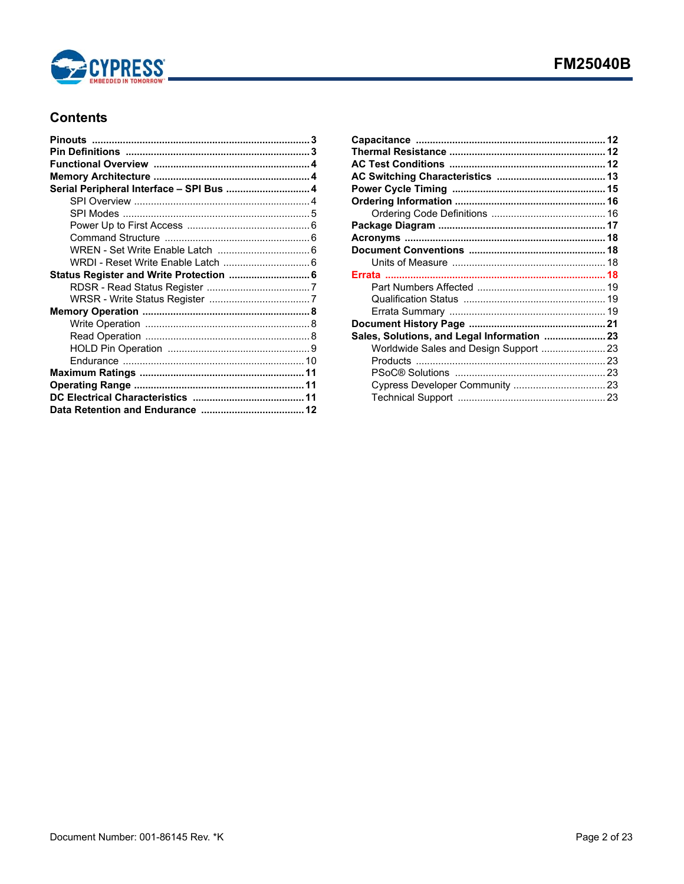## Contents

- **Pinouts** ........ 3
- **Pin Definitions** ........ 3
- **Functional Overview** ........ 4
- **Memory Architecture** ........ 4
- **Serial Peripheral Interface – SPI Bus** ........ 4
  - SPI Overview ........ 4
  - SPI Modes ........ 5
  - Power Up to First Access ........ 6
  - Command Structure ........ 6
  - WREN - Set Write Enable Latch ........ 6
  - WRDI - Reset Write Enable Latch ........ 6
- **Status Register and Write Protection** ........ 6
  - RDSR - Read Status Register ........ 7
  - WRSR - Write Status Register ........ 7
- **Memory Operation** ........ 8
  - Write Operation ........ 8
  - Read Operation ........ 8
  - HOLD Pin Operation ........ 9
  - Endurance ........ 10
- **Maximum Ratings** ........ 11
- **Operating Range** ........ 11
- **DC Electrical Characteristics** ........ 11
- **Data Retention and Endurance** ........ 12
- **Capacitance** ........ 12
- **Thermal Resistance** ........ 12
- **AC Test Conditions** ........ 12
- **AC Switching Characteristics** ........ 13
- **Power Cycle Timing** ........ 15
- **Ordering Information** ........ 16
  - Ordering Code Definitions ........ 16
- **Package Diagram** ........ 17
- **Acronyms** ........ 18
- **Document Conventions** ........ 18
  - Units of Measure ........ 18
- **Errata** ........ 18
  - Part Numbers Affected ........ 19
  - Qualification Status ........ 19
  - Errata Summary ........ 19
- **Document History Page** ........ 21
- **Sales, Solutions, and Legal Information** ........ 23
  - Worldwide Sales and Design Support ........ 23
  - Products ........ 23
  - PSoC® Solutions ........ 23
  - Cypress Developer Community ........ 23
  - Technical Support ........ 23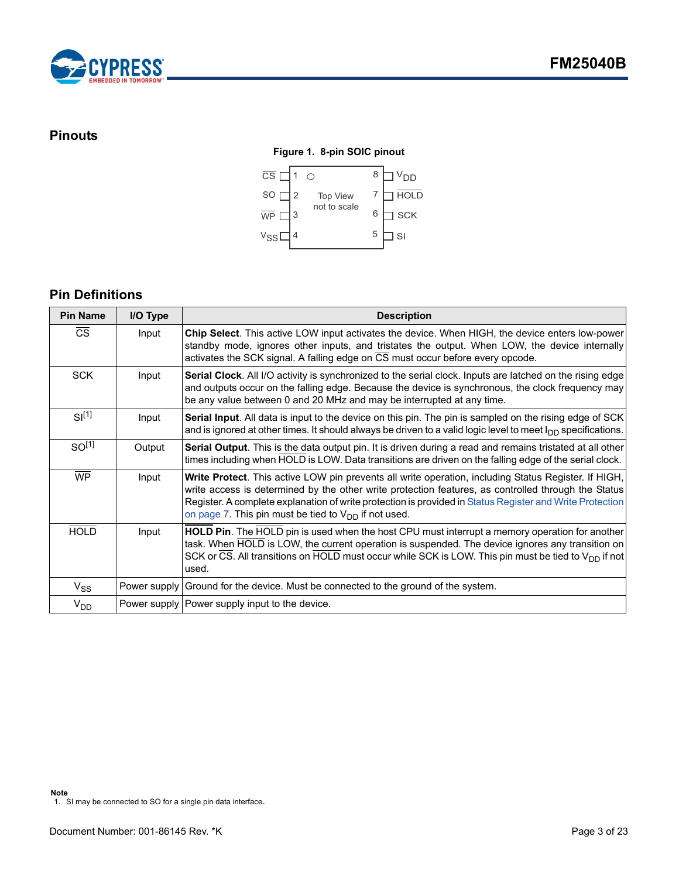## Pinouts

**Figure 1. 8-pin SOIC pinout**

| Pin | Name | Pin | Name |
|---|---|---|---|
| 1 | CS | 8 | $V_{DD}$ |
| 2 | SO | 7 | HOLD |
| 3 | WP | 6 | SCK |
| 4 | $V_{SS}$ | 5 | SI |

Top View, not to scale

## Pin Definitions

| Pin Name | I/O Type | Description |
|---|---|---|
| CS | Input | **Chip Select**. This active LOW input activates the device. When HIGH, the device enters low-power standby mode, ignores other inputs, and tristates the output. When LOW, the device internally activates the SCK signal. A falling edge on CS must occur before every opcode. |
| SCK | Input | **Serial Clock**. All I/O activity is synchronized to the serial clock. Inputs are latched on the rising edge and outputs occur on the falling edge. Because the device is synchronous, the clock frequency may be any value between 0 and 20 MHz and may be interrupted at any time. |
| SI[1] | Input | **Serial Input**. All data is input to the device on this pin. The pin is sampled on the rising edge of SCK and is ignored at other times. It should always be driven to a valid logic level to meet $I_{DD}$ specifications. |
| SO[1] | Output | **Serial Output**. This is the data output pin. It is driven during a read and remains tristated at all other times including when HOLD is LOW. Data transitions are driven on the falling edge of the serial clock. |
| WP | Input | **Write Protect**. This active LOW pin prevents all write operation, including Status Register. If HIGH, write access is determined by the other write protection features, as controlled through the Status Register. A complete explanation of write protection is provided in Status Register and Write Protection on page 7. This pin must be tied to $V_{DD}$ if not used. |
| HOLD | Input | **HOLD Pin**. The HOLD pin is used when the host CPU must interrupt a memory operation for another task. When HOLD is LOW, the current operation is suspended. The device ignores any transition on SCK or CS. All transitions on HOLD must occur while SCK is LOW. This pin must be tied to $V_{DD}$ if not used. |
| $V_{SS}$ | Power supply | Ground for the device. Must be connected to the ground of the system. |
| $V_{DD}$ | Power supply | Power supply input to the device. |

**Note**
1. SI may be connected to SO for a single pin data interface.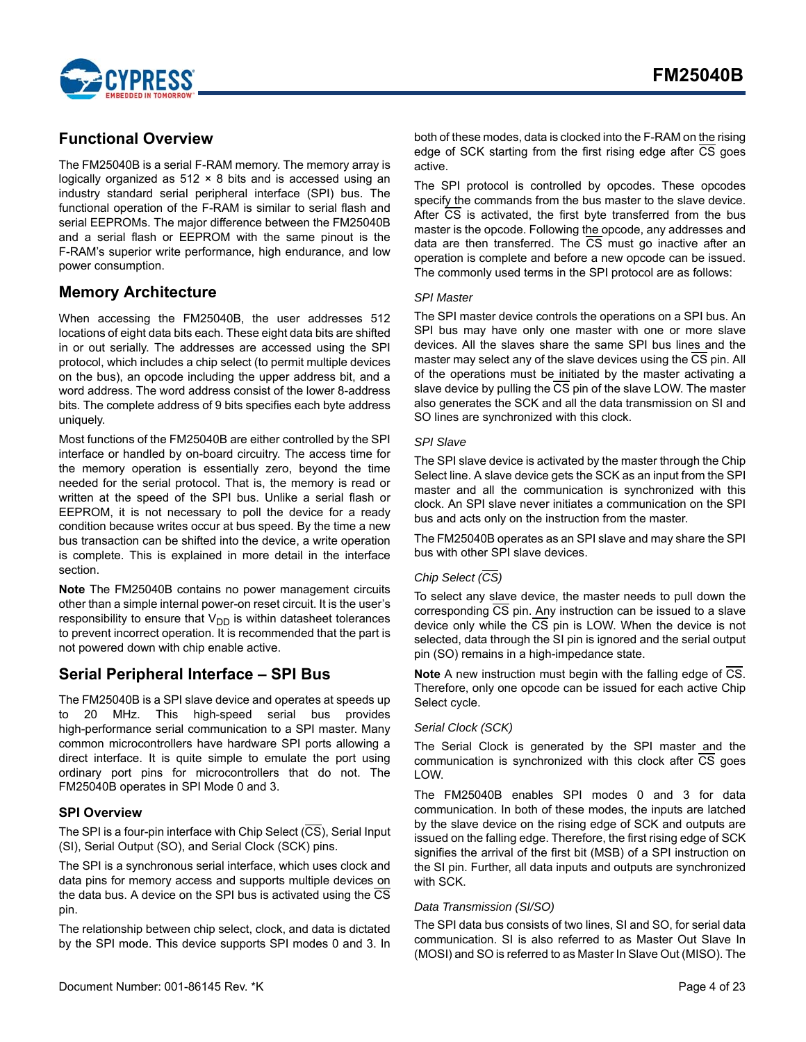## Functional Overview

The FM25040B is a serial F-RAM memory. The memory array is logically organized as 512 × 8 bits and is accessed using an industry standard serial peripheral interface (SPI) bus. The functional operation of the F-RAM is similar to serial flash and serial EEPROMs. The major difference between the FM25040B and a serial flash or EEPROM with the same pinout is the F-RAM's superior write performance, high endurance, and low power consumption.

## Memory Architecture

When accessing the FM25040B, the user addresses 512 locations of eight data bits each. These eight data bits are shifted in or out serially. The addresses are accessed using the SPI protocol, which includes a chip select (to permit multiple devices on the bus), an opcode including the upper address bit, and a word address. The word address consist of the lower 8-address bits. The complete address of 9 bits specifies each byte address uniquely.

Most functions of the FM25040B are either controlled by the SPI interface or handled by on-board circuitry. The access time for the memory operation is essentially zero, beyond the time needed for the serial protocol. That is, the memory is read or written at the speed of the SPI bus. Unlike a serial flash or EEPROM, it is not necessary to poll the device for a ready condition because writes occur at bus speed. By the time a new bus transaction can be shifted into the device, a write operation is complete. This is explained in more detail in the interface section.

**Note** The FM25040B contains no power management circuits other than a simple internal power-on reset circuit. It is the user's responsibility to ensure that $V_{DD}$ is within datasheet tolerances to prevent incorrect operation. It is recommended that the part is not powered down with chip enable active.

## Serial Peripheral Interface – SPI Bus

The FM25040B is a SPI slave device and operates at speeds up to 20 MHz. This high-speed serial bus provides high-performance serial communication to a SPI master. Many common microcontrollers have hardware SPI ports allowing a direct interface. It is quite simple to emulate the port using ordinary port pins for microcontrollers that do not. The FM25040B operates in SPI Mode 0 and 3.

### SPI Overview

The SPI is a four-pin interface with Chip Select ($\overline{CS}$), Serial Input (SI), Serial Output (SO), and Serial Clock (SCK) pins.

The SPI is a synchronous serial interface, which uses clock and data pins for memory access and supports multiple devices on the data bus. A device on the SPI bus is activated using the $\overline{CS}$ pin.

The relationship between chip select, clock, and data is dictated by the SPI mode. This device supports SPI modes 0 and 3. In both of these modes, data is clocked into the F-RAM on the rising edge of SCK starting from the first rising edge after $\overline{CS}$ goes active.

The SPI protocol is controlled by opcodes. These opcodes specify the commands from the bus master to the slave device. After $\overline{CS}$ is activated, the first byte transferred from the bus master is the opcode. Following the opcode, any addresses and data are then transferred. The $\overline{CS}$ must go inactive after an operation is complete and before a new opcode can be issued. The commonly used terms in the SPI protocol are as follows:

*SPI Master*

The SPI master device controls the operations on a SPI bus. An SPI bus may have only one master with one or more slave devices. All the slaves share the same SPI bus lines and the master may select any of the slave devices using the $\overline{CS}$ pin. All of the operations must be initiated by the master activating a slave device by pulling the $\overline{CS}$ pin of the slave LOW. The master also generates the SCK and all the data transmission on SI and SO lines are synchronized with this clock.

*SPI Slave*

The SPI slave device is activated by the master through the Chip Select line. A slave device gets the SCK as an input from the SPI master and all the communication is synchronized with this clock. An SPI slave never initiates a communication on the SPI bus and acts only on the instruction from the master.

The FM25040B operates as an SPI slave and may share the SPI bus with other SPI slave devices.

*Chip Select ($\overline{CS}$)*

To select any slave device, the master needs to pull down the corresponding $\overline{CS}$ pin. Any instruction can be issued to a slave device only while the $\overline{CS}$ pin is LOW. When the device is not selected, data through the SI pin is ignored and the serial output pin (SO) remains in a high-impedance state.

**Note** A new instruction must begin with the falling edge of $\overline{CS}$. Therefore, only one opcode can be issued for each active Chip Select cycle.

*Serial Clock (SCK)*

The Serial Clock is generated by the SPI master and the communication is synchronized with this clock after $\overline{CS}$ goes LOW.

The FM25040B enables SPI modes 0 and 3 for data communication. In both of these modes, the inputs are latched by the slave device on the rising edge of SCK and outputs are issued on the falling edge. Therefore, the first rising edge of SCK signifies the arrival of the first bit (MSB) of a SPI instruction on the SI pin. Further, all data inputs and outputs are synchronized with SCK.

*Data Transmission (SI/SO)*

The SPI data bus consists of two lines, SI and SO, for serial data communication. SI is also referred to as Master Out Slave In (MOSI) and SO is referred to as Master In Slave Out (MISO). The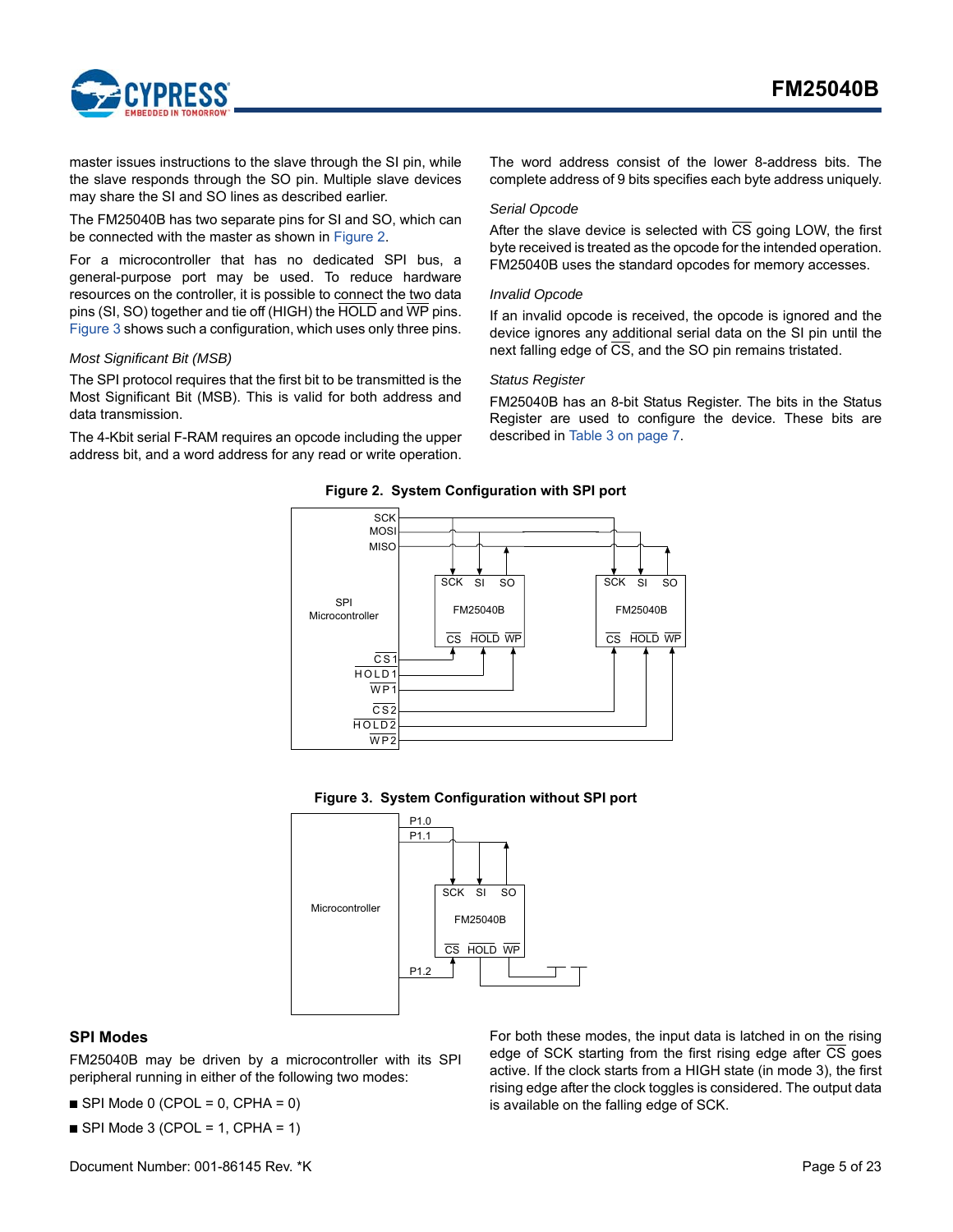master issues instructions to the slave through the SI pin, while the slave responds through the SO pin. Multiple slave devices may share the SI and SO lines as described earlier.

The FM25040B has two separate pins for SI and SO, which can be connected with the master as shown in Figure 2.

For a microcontroller that has no dedicated SPI bus, a general-purpose port may be used. To reduce hardware resources on the controller, it is possible to connect the two data pins (SI, SO) together and tie off (HIGH) the HOLD and WP pins. Figure 3 shows such a configuration, which uses only three pins.

*Most Significant Bit (MSB)*

The SPI protocol requires that the first bit to be transmitted is the Most Significant Bit (MSB). This is valid for both address and data transmission.

The 4-Kbit serial F-RAM requires an opcode including the upper address bit, and a word address for any read or write operation.

The word address consist of the lower 8-address bits. The complete address of 9 bits specifies each byte address uniquely.

*Serial Opcode*

After the slave device is selected with CS going LOW, the first byte received is treated as the opcode for the intended operation. FM25040B uses the standard opcodes for memory accesses.

*Invalid Opcode*

If an invalid opcode is received, the opcode is ignored and the device ignores any additional serial data on the SI pin until the next falling edge of CS, and the SO pin remains tristated.

*Status Register*

FM25040B has an 8-bit Status Register. The bits in the Status Register are used to configure the device. These bits are described in Table 3 on page 7.

**Figure 2. System Configuration with SPI port**

**Figure 3. System Configuration without SPI port**

## SPI Modes

FM25040B may be driven by a microcontroller with its SPI peripheral running in either of the following two modes:

- SPI Mode 0 (CPOL = 0, CPHA = 0)
- SPI Mode 3 (CPOL = 1, CPHA = 1)

For both these modes, the input data is latched in on the rising edge of SCK starting from the first rising edge after CS goes active. If the clock starts from a HIGH state (in mode 3), the first rising edge after the clock toggles is considered. The output data is available on the falling edge of SCK.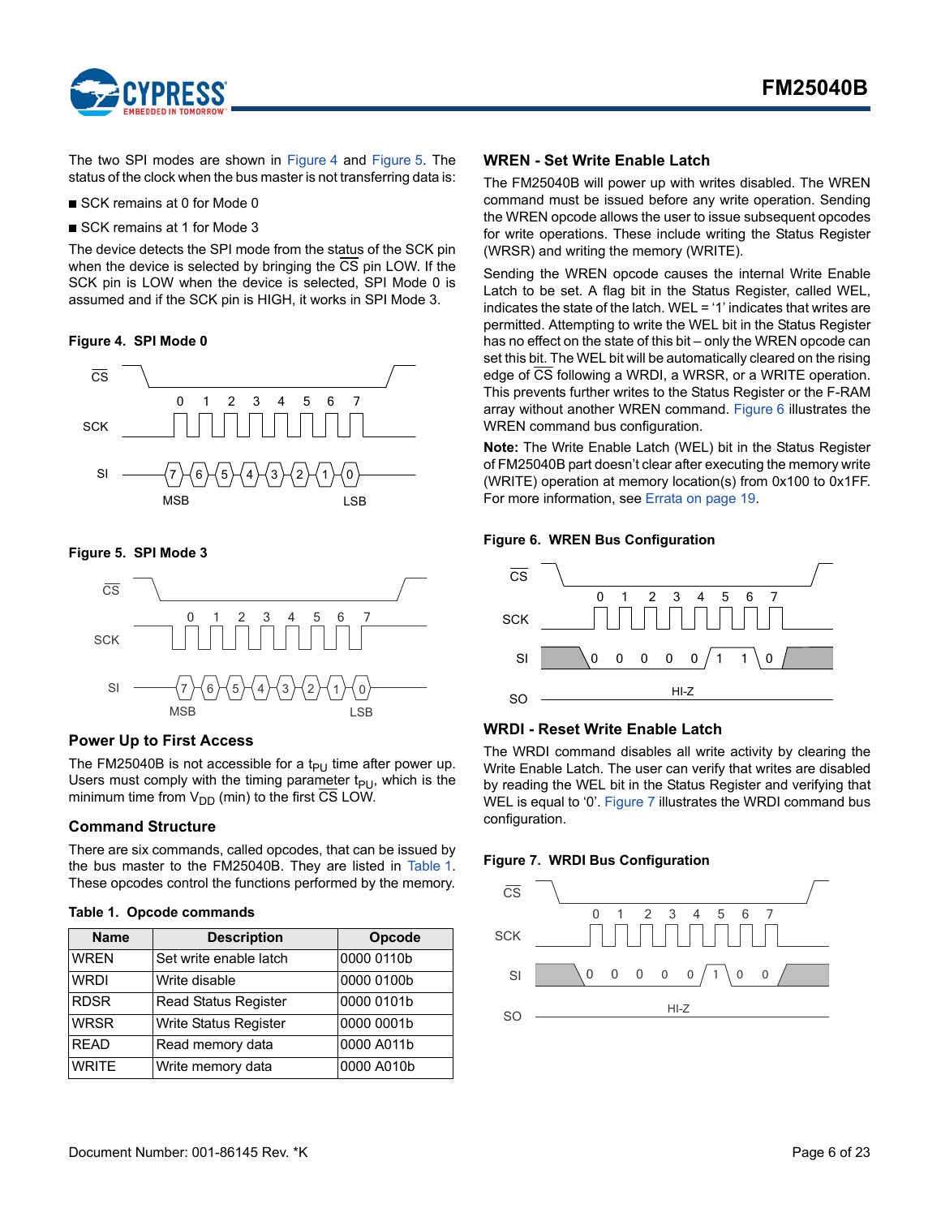The two SPI modes are shown in Figure 4 and Figure 5. The status of the clock when the bus master is not transferring data is:

- SCK remains at 0 for Mode 0
- SCK remains at 1 for Mode 3

The device detects the SPI mode from the status of the SCK pin when the device is selected by bringing the $\overline{CS}$ pin LOW. If the SCK pin is LOW when the device is selected, SPI Mode 0 is assumed and if the SCK pin is HIGH, it works in SPI Mode 3.

**Figure 4. SPI Mode 0**

**Figure 5. SPI Mode 3**

## Power Up to First Access

The FM25040B is not accessible for a $t_{PU}$ time after power up. Users must comply with the timing parameter $t_{PU}$, which is the minimum time from $V_{DD}$ (min) to the first $\overline{CS}$ LOW.

## Command Structure

There are six commands, called opcodes, that can be issued by the bus master to the FM25040B. They are listed in Table 1. These opcodes control the functions performed by the memory.

**Table 1. Opcode commands**

| Name | Description | Opcode |
|---|---|---|
| WREN | Set write enable latch | 0000 0110b |
| WRDI | Write disable | 0000 0100b |
| RDSR | Read Status Register | 0000 0101b |
| WRSR | Write Status Register | 0000 0001b |
| READ | Read memory data | 0000 A011b |
| WRITE | Write memory data | 0000 A010b |

## WREN - Set Write Enable Latch

The FM25040B will power up with writes disabled. The WREN command must be issued before any write operation. Sending the WREN opcode allows the user to issue subsequent opcodes for write operations. These include writing the Status Register (WRSR) and writing the memory (WRITE).

Sending the WREN opcode causes the internal Write Enable Latch to be set. A flag bit in the Status Register, called WEL, indicates the state of the latch. WEL = '1' indicates that writes are permitted. Attempting to write the WEL bit in the Status Register has no effect on the state of this bit – only the WREN opcode can set this bit. The WEL bit will be automatically cleared on the rising edge of $\overline{CS}$ following a WRDI, a WRSR, or a WRITE operation. This prevents further writes to the Status Register or the F-RAM array without another WREN command. Figure 6 illustrates the WREN command bus configuration.

**Note:** The Write Enable Latch (WEL) bit in the Status Register of FM25040B part doesn't clear after executing the memory write (WRITE) operation at memory location(s) from 0x100 to 0x1FF. For more information, see Errata on page 19.

**Figure 6. WREN Bus Configuration**

## WRDI - Reset Write Enable Latch

The WRDI command disables all write activity by clearing the Write Enable Latch. The user can verify that writes are disabled by reading the WEL bit in the Status Register and verifying that WEL is equal to '0'. Figure 7 illustrates the WRDI command bus configuration.

**Figure 7. WRDI Bus Configuration**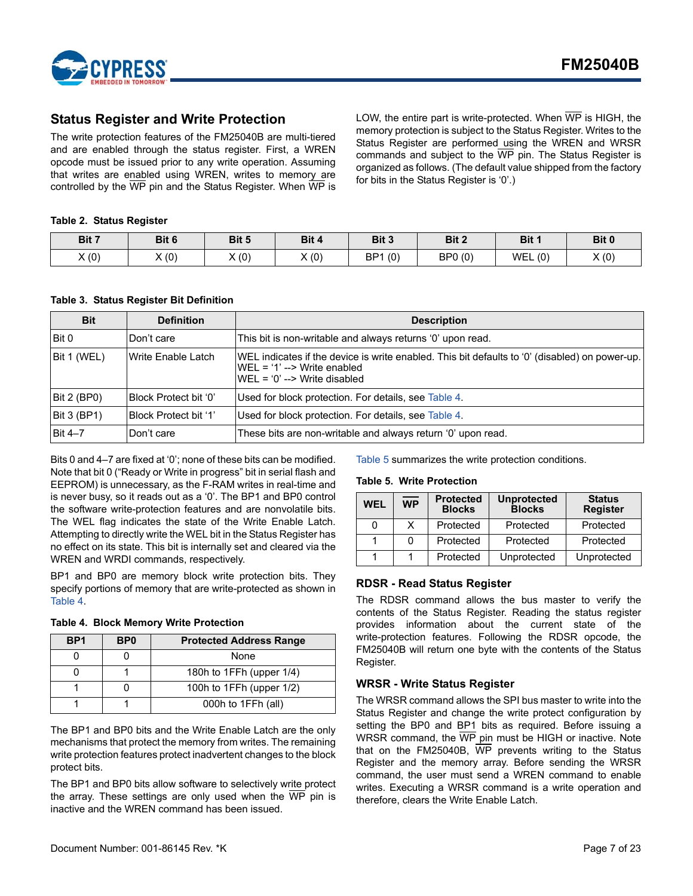## Status Register and Write Protection

The write protection features of the FM25040B are multi-tiered and are enabled through the status register. First, a WREN opcode must be issued prior to any write operation. Assuming that writes are enabled using WREN, writes to memory are controlled by the $\overline{WP}$ pin and the Status Register. When $\overline{WP}$ is LOW, the entire part is write-protected. When $\overline{WP}$ is HIGH, the memory protection is subject to the Status Register. Writes to the Status Register are performed using the WREN and WRSR commands and subject to the $\overline{WP}$ pin. The Status Register is organized as follows. (The default value shipped from the factory for bits in the Status Register is '0'.)

**Table 2. Status Register**

| Bit 7 | Bit 6 | Bit 5 | Bit 4 | Bit 3 | Bit 2 | Bit 1 | Bit 0 |
|---|---|---|---|---|---|---|---|
| X (0) | X (0) | X (0) | X (0) | BP1 (0) | BP0 (0) | WEL (0) | X (0) |

**Table 3. Status Register Bit Definition**

| Bit | Definition | Description |
|---|---|---|
| Bit 0 | Don't care | This bit is non-writable and always returns '0' upon read. |
| Bit 1 (WEL) | Write Enable Latch | WEL indicates if the device is write enabled. This bit defaults to '0' (disabled) on power-up.<br>WEL = '1' --> Write enabled<br>WEL = '0' --> Write disabled |
| Bit 2 (BP0) | Block Protect bit '0' | Used for block protection. For details, see Table 4. |
| Bit 3 (BP1) | Block Protect bit '1' | Used for block protection. For details, see Table 4. |
| Bit 4–7 | Don't care | These bits are non-writable and always return '0' upon read. |

Bits 0 and 4–7 are fixed at '0'; none of these bits can be modified. Note that bit 0 ("Ready or Write in progress" bit in serial flash and EEPROM) is unnecessary, as the F-RAM writes in real-time and is never busy, so it reads out as a '0'. The BP1 and BP0 control the software write-protection features and are nonvolatile bits. The WEL flag indicates the state of the Write Enable Latch. Attempting to directly write the WEL bit in the Status Register has no effect on its state. This bit is internally set and cleared via the WREN and WRDI commands, respectively.

BP1 and BP0 are memory block write protection bits. They specify portions of memory that are write-protected as shown in Table 4.

**Table 4. Block Memory Write Protection**

| BP1 | BP0 | Protected Address Range |
|---|---|---|
| 0 | 0 | None |
| 0 | 1 | 180h to 1FFh (upper 1/4) |
| 1 | 0 | 100h to 1FFh (upper 1/2) |
| 1 | 1 | 000h to 1FFh (all) |

The BP1 and BP0 bits and the Write Enable Latch are the only mechanisms that protect the memory from writes. The remaining write protection features protect inadvertent changes to the block protect bits.

The BP1 and BP0 bits allow software to selectively write protect the array. These settings are only used when the $\overline{WP}$ pin is inactive and the WREN command has been issued.

Table 5 summarizes the write protection conditions.

**Table 5. Write Protection**

| WEL | $\overline{WP}$ | Protected Blocks | Unprotected Blocks | Status Register |
|---|---|---|---|---|
| 0 | X | Protected | Protected | Protected |
| 1 | 0 | Protected | Protected | Protected |
| 1 | 1 | Protected | Unprotected | Unprotected |

### RDSR - Read Status Register

The RDSR command allows the bus master to verify the contents of the Status Register. Reading the status register provides information about the current state of the write-protection features. Following the RDSR opcode, the FM25040B will return one byte with the contents of the Status Register.

### WRSR - Write Status Register

The WRSR command allows the SPI bus master to write into the Status Register and change the write protect configuration by setting the BP0 and BP1 bits as required. Before issuing a WRSR command, the $\overline{WP}$ pin must be HIGH or inactive. Note that on the FM25040B, $\overline{WP}$ prevents writing to the Status Register and the memory array. Before sending the WRSR command, the user must send a WREN command to enable writes. Executing a WRSR command is a write operation and therefore, clears the Write Enable Latch.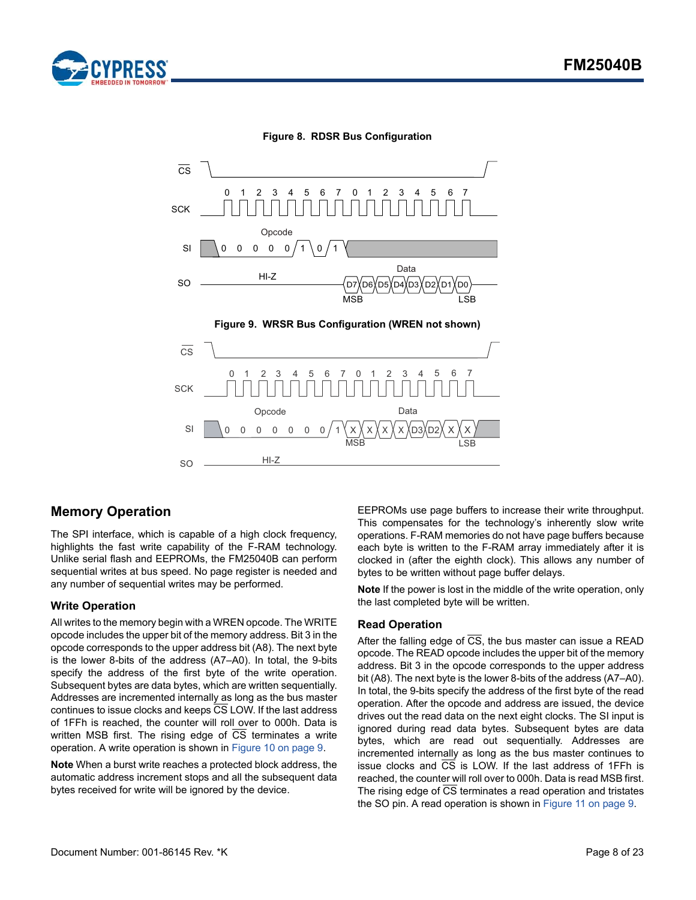**Figure 8. RDSR Bus Configuration**

**Figure 9. WRSR Bus Configuration (WREN not shown)**

## Memory Operation

The SPI interface, which is capable of a high clock frequency, highlights the fast write capability of the F-RAM technology. Unlike serial flash and EEPROMs, the FM25040B can perform sequential writes at bus speed. No page register is needed and any number of sequential writes may be performed.

### Write Operation

All writes to the memory begin with a WREN opcode. The WRITE opcode includes the upper bit of the memory address. Bit 3 in the opcode corresponds to the upper address bit (A8). The next byte is the lower 8-bits of the address (A7–A0). In total, the 9-bits specify the address of the first byte of the write operation. Subsequent bytes are data bytes, which are written sequentially. Addresses are incremented internally as long as the bus master continues to issue clocks and keeps CS LOW. If the last address of 1FFh is reached, the counter will roll over to 000h. Data is written MSB first. The rising edge of CS terminates a write operation. A write operation is shown in Figure 10 on page 9.

**Note** When a burst write reaches a protected block address, the automatic address increment stops and all the subsequent data bytes received for write will be ignored by the device.

EEPROMs use page buffers to increase their write throughput. This compensates for the technology's inherently slow write operations. F-RAM memories do not have page buffers because each byte is written to the F-RAM array immediately after it is clocked in (after the eighth clock). This allows any number of bytes to be written without page buffer delays.

**Note** If the power is lost in the middle of the write operation, only the last completed byte will be written.

### Read Operation

After the falling edge of CS, the bus master can issue a READ opcode. The READ opcode includes the upper bit of the memory address. Bit 3 in the opcode corresponds to the upper address bit (A8). The next byte is the lower 8-bits of the address (A7–A0). In total, the 9-bits specify the address of the first byte of the read operation. After the opcode and address are issued, the device drives out the read data on the next eight clocks. The SI input is ignored during read data bytes. Subsequent bytes are data bytes, which are read out sequentially. Addresses are incremented internally as long as the bus master continues to issue clocks and CS is LOW. If the last address of 1FFh is reached, the counter will roll over to 000h. Data is read MSB first. The rising edge of CS terminates a read operation and tristates the SO pin. A read operation is shown in Figure 11 on page 9.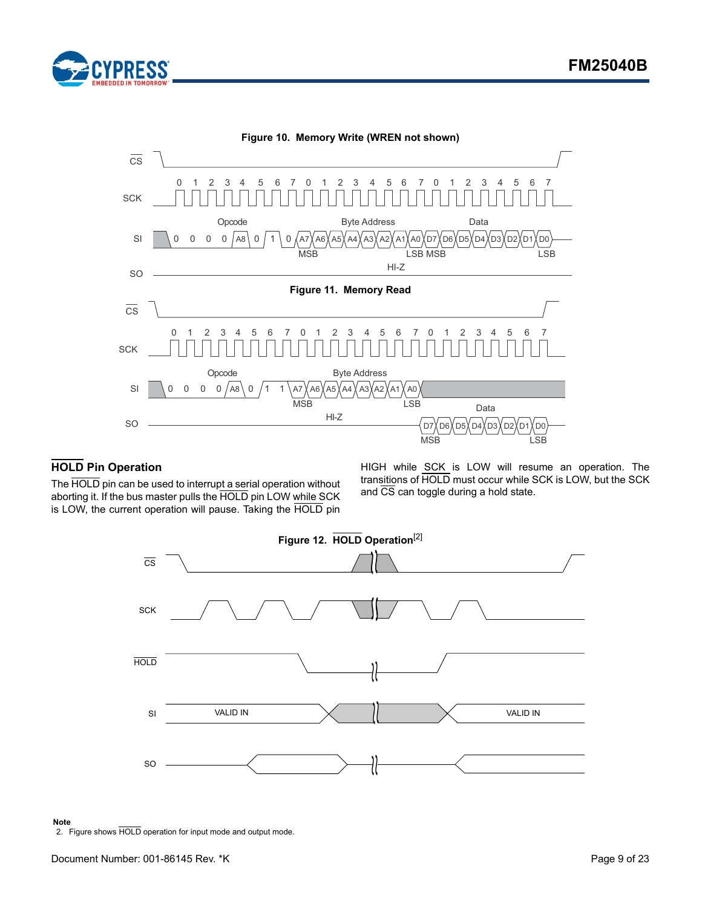**Figure 10. Memory Write (WREN not shown)**

**Figure 11. Memory Read**

## HOLD Pin Operation

The HOLD pin can be used to interrupt a serial operation without aborting it. If the bus master pulls the HOLD pin LOW while SCK is LOW, the current operation will pause. Taking the HOLD pin HIGH while SCK is LOW will resume an operation. The transitions of HOLD must occur while SCK is LOW, but the SCK and CS can toggle during a hold state.

**Figure 12. HOLD Operation**[2]

**Note**

2. Figure shows HOLD operation for input mode and output mode.

Document Number: 001-86145 Rev. *K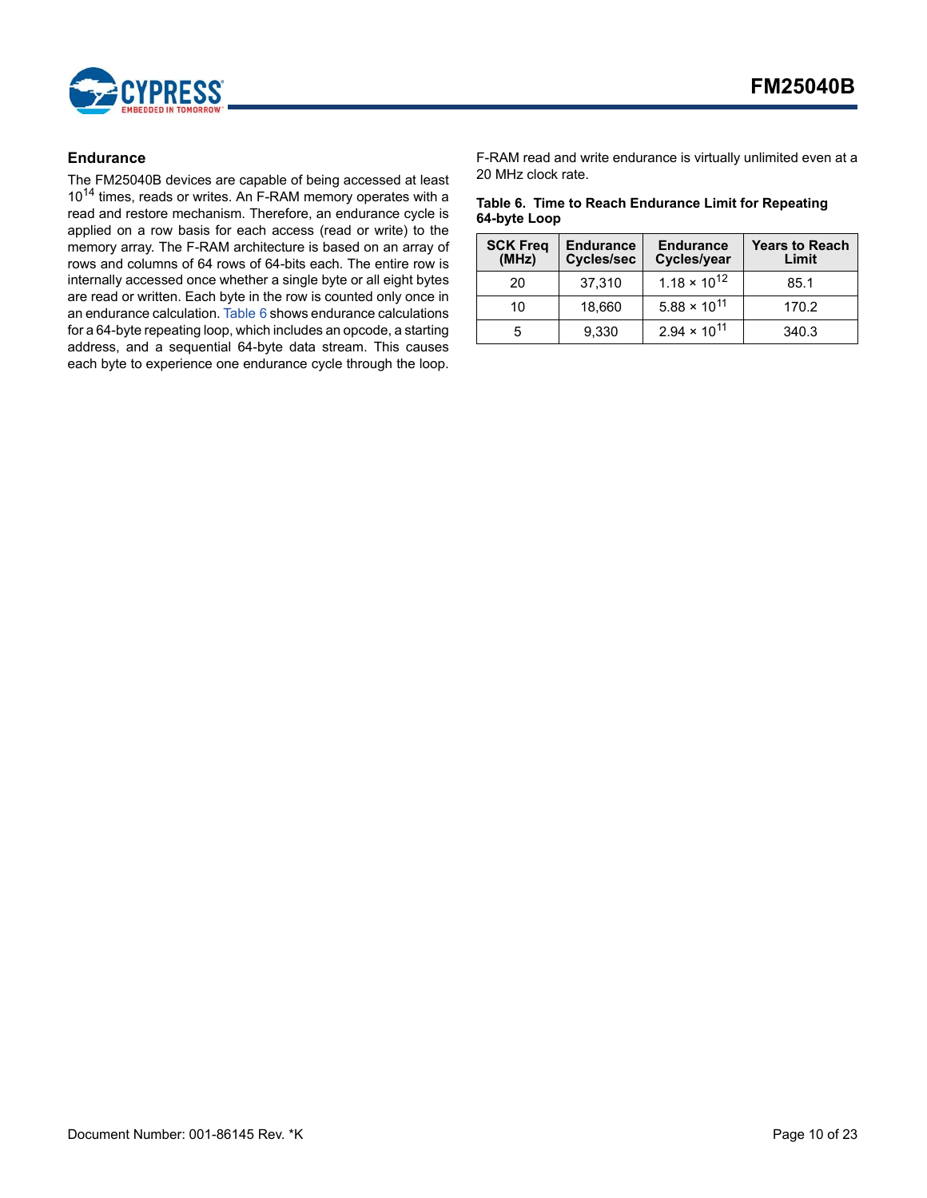## Endurance

The FM25040B devices are capable of being accessed at least $10^{14}$ times, reads or writes. An F-RAM memory operates with a read and restore mechanism. Therefore, an endurance cycle is applied on a row basis for each access (read or write) to the memory array. The F-RAM architecture is based on an array of rows and columns of 64 rows of 64-bits each. The entire row is internally accessed once whether a single byte or all eight bytes are read or written. Each byte in the row is counted only once in an endurance calculation. Table 6 shows endurance calculations for a 64-byte repeating loop, which includes an opcode, a starting address, and a sequential 64-byte data stream. This causes each byte to experience one endurance cycle through the loop. F-RAM read and write endurance is virtually unlimited even at a 20 MHz clock rate.

**Table 6. Time to Reach Endurance Limit for Repeating 64-byte Loop**

| SCK Freq (MHz) | Endurance Cycles/sec | Endurance Cycles/year | Years to Reach Limit |
|---|---|---|---|
| 20 | 37,310 | $1.18 \times 10^{12}$ | 85.1 |
| 10 | 18,660 | $5.88 \times 10^{11}$ | 170.2 |
| 5 | 9,330 | $2.94 \times 10^{11}$ | 340.3 |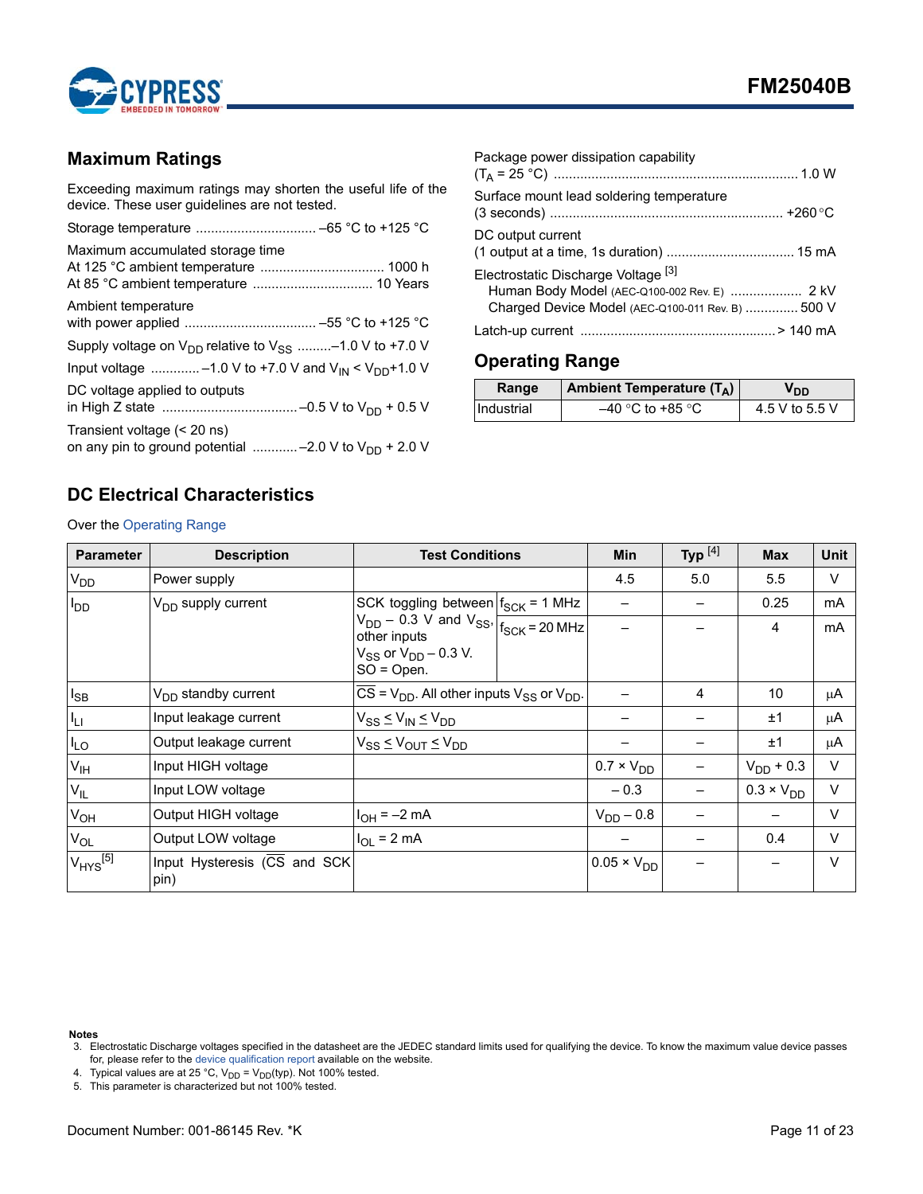## Maximum Ratings

Exceeding maximum ratings may shorten the useful life of the device. These user guidelines are not tested.

Storage temperature ................................ –65 °C to +125 °C

Maximum accumulated storage time
At 125 °C ambient temperature ................................ 1000 h
At 85 °C ambient temperature ................................ 10 Years

Ambient temperature
with power applied .................................. –55 °C to +125 °C

Supply voltage on $V_{DD}$ relative to $V_{SS}$ .........–1.0 V to +7.0 V

Input voltage ............–1.0 V to +7.0 V and $V_{IN} < V_{DD}$+1.0 V

DC voltage applied to outputs
in High Z state ....................................–0.5 V to $V_{DD}$ + 0.5 V

Transient voltage (< 20 ns)
on any pin to ground potential ...........–2.0 V to $V_{DD}$ + 2.0 V

Package power dissipation capability
($T_A$ = 25 °C) ................................................................. 1.0 W

Surface mount lead soldering temperature
(3 seconds) ............................................................. +260 °C

DC output current
(1 output at a time, 1s duration) ................................. 15 mA

Electrostatic Discharge Voltage [3]
Human Body Model (AEC-Q100-002 Rev. E) ................... 2 kV
Charged Device Model (AEC-Q100-011 Rev. B) .............. 500 V

Latch-up current .................................................... > 140 mA

## Operating Range

| Range | Ambient Temperature ($T_A$) | $V_{DD}$ |
|---|---|---|
| Industrial | –40 °C to +85 °C | 4.5 V to 5.5 V |

## DC Electrical Characteristics

Over the Operating Range

| Parameter | Description | Test Conditions | | Min | Typ [4] | Max | Unit |
|---|---|---|---|---|---|---|---|
| $V_{DD}$ | Power supply | | | 4.5 | 5.0 | 5.5 | V |
| $I_{DD}$ | $V_{DD}$ supply current | SCK toggling between $V_{DD}$ – 0.3 V and $V_{SS}$, other inputs $V_{SS}$ or $V_{DD}$ – 0.3 V. SO = Open. | $f_{SCK}$ = 1 MHz | – | – | 0.25 | mA |
| | | | $f_{SCK}$ = 20 MHz | – | – | 4 | mA |
| $I_{SB}$ | $V_{DD}$ standby current | $\overline{CS}$ = $V_{DD}$. All other inputs $V_{SS}$ or $V_{DD}$. | | – | 4 | 10 | µA |
| $I_{LI}$ | Input leakage current | $V_{SS} \leq V_{IN} \leq V_{DD}$ | | – | – | ±1 | µA |
| $I_{LO}$ | Output leakage current | $V_{SS} \leq V_{OUT} \leq V_{DD}$ | | – | – | ±1 | µA |
| $V_{IH}$ | Input HIGH voltage | | | 0.7 × $V_{DD}$ | – | $V_{DD}$ + 0.3 | V |
| $V_{IL}$ | Input LOW voltage | | | – 0.3 | – | 0.3 × $V_{DD}$ | V |
| $V_{OH}$ | Output HIGH voltage | $I_{OH}$ = –2 mA | | $V_{DD}$ – 0.8 | – | – | V |
| $V_{OL}$ | Output LOW voltage | $I_{OL}$ = 2 mA | | – | – | 0.4 | V |
| $V_{HYS}$ [5] | Input Hysteresis ($\overline{CS}$ and SCK pin) | | | 0.05 × $V_{DD}$ | – | – | V |

**Notes**
3. Electrostatic Discharge voltages specified in the datasheet are the JEDEC standard limits used for qualifying the device. To know the maximum value device passes for, please refer to the device qualification report available on the website.
4. Typical values are at 25 °C, $V_{DD}$ = $V_{DD}$(typ). Not 100% tested.
5. This parameter is characterized but not 100% tested.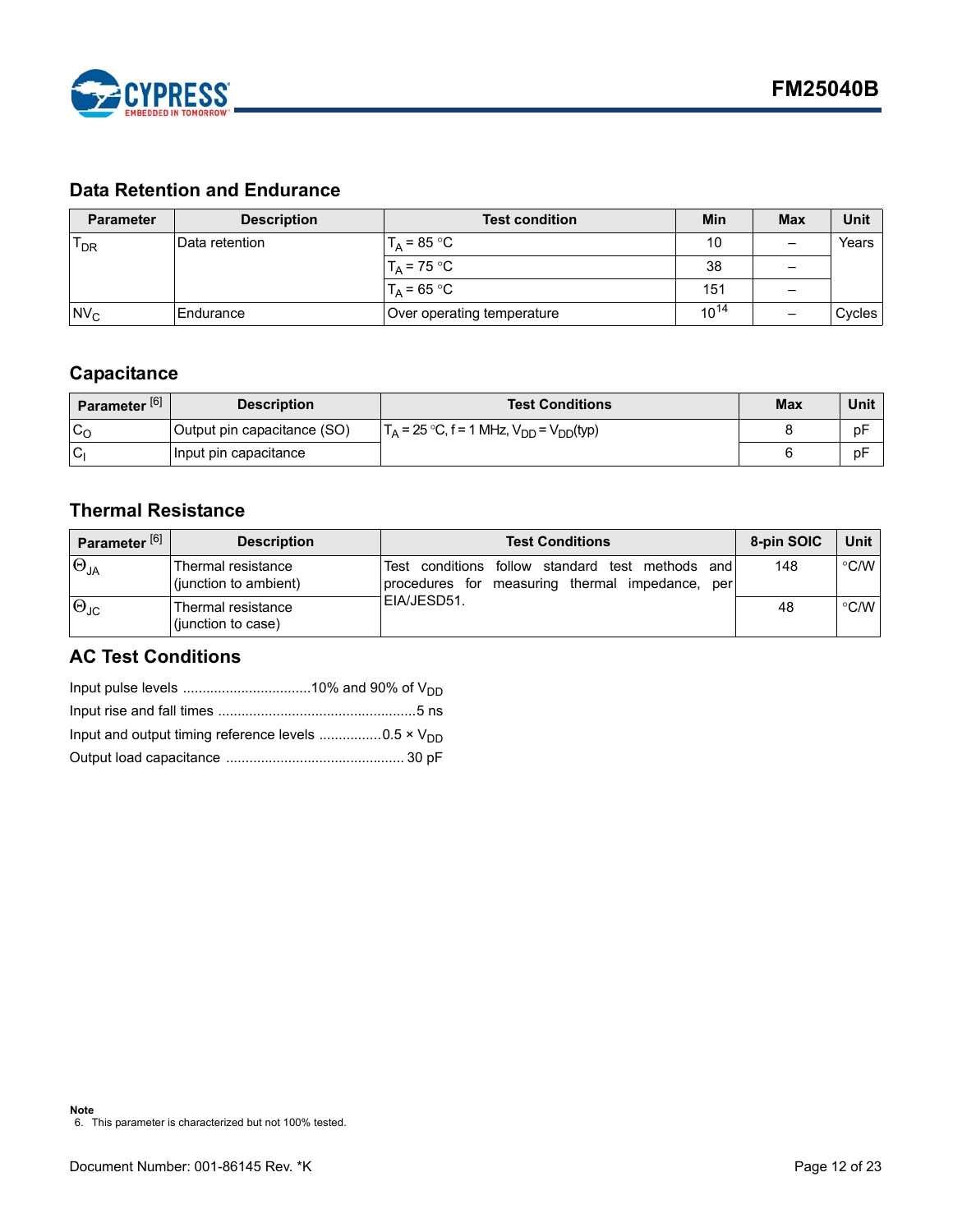## Data Retention and Endurance

| Parameter | Description | Test condition | Min | Max | Unit |
|---|---|---|---|---|---|
| $T_{DR}$ | Data retention | $T_A$ = 85 °C | 10 | – | Years |
| | | $T_A$ = 75 °C | 38 | – | |
| | | $T_A$ = 65 °C | 151 | – | |
| $NV_C$ | Endurance | Over operating temperature | $10^{14}$ | – | Cycles |

## Capacitance

| Parameter [6] | Description | Test Conditions | Max | Unit |
|---|---|---|---|---|
| $C_O$ | Output pin capacitance (SO) | $T_A$ = 25 °C, f = 1 MHz, $V_{DD}$ = $V_{DD}$(typ) | 8 | pF |
| $C_I$ | Input pin capacitance | | 6 | pF |

## Thermal Resistance

| Parameter [6] | Description | Test Conditions | 8-pin SOIC | Unit |
|---|---|---|---|---|
| $\Theta_{JA}$ | Thermal resistance (junction to ambient) | Test conditions follow standard test methods and procedures for measuring thermal impedance, per EIA/JESD51. | 148 | °C/W |
| $\Theta_{JC}$ | Thermal resistance (junction to case) | | 48 | °C/W |

## AC Test Conditions

Input pulse levels ................................10% and 90% of $V_{DD}$

Input rise and fall times ..................................................5 ns

Input and output timing reference levels ................0.5 × $V_{DD}$

Output load capacitance ............................................. 30 pF

**Note**

6. This parameter is characterized but not 100% tested.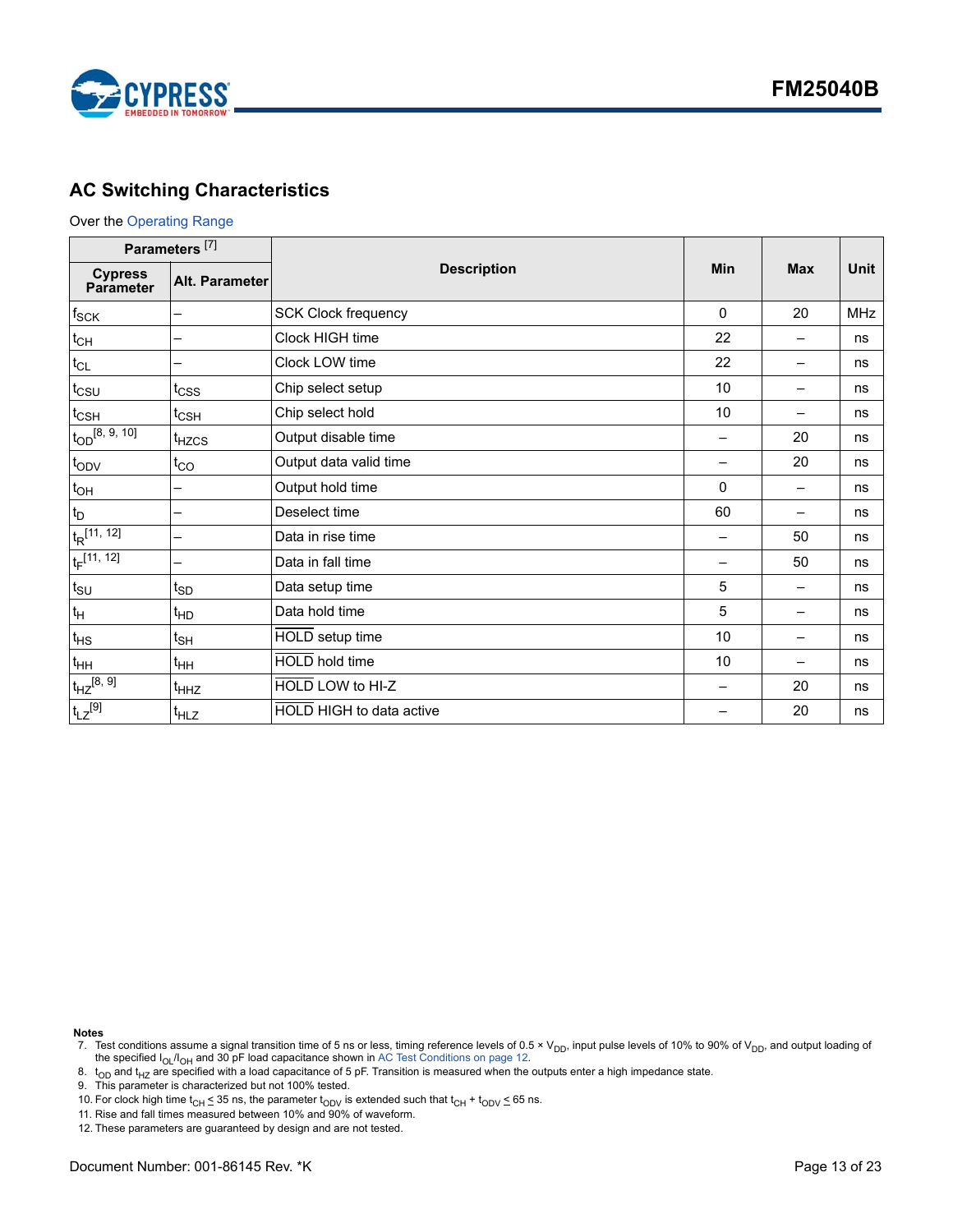## AC Switching Characteristics

Over the Operating Range

| Parameters [7] | | Description | Min | Max | Unit |
|---|---|---|---|---|---|
| Cypress Parameter | Alt. Parameter | | | | |
| $f_{SCK}$ | – | SCK Clock frequency | 0 | 20 | MHz |
| $t_{CH}$ | – | Clock HIGH time | 22 | – | ns |
| $t_{CL}$ | – | Clock LOW time | 22 | – | ns |
| $t_{CSU}$ | $t_{CSS}$ | Chip select setup | 10 | – | ns |
| $t_{CSH}$ | $t_{CSH}$ | Chip select hold | 10 | – | ns |
| $t_{OD}$ [8, 9, 10] | $t_{HZCS}$ | Output disable time | – | 20 | ns |
| $t_{ODV}$ | $t_{CO}$ | Output data valid time | – | 20 | ns |
| $t_{OH}$ | – | Output hold time | 0 | – | ns |
| $t_{D}$ | – | Deselect time | 60 | – | ns |
| $t_{R}$ [11, 12] | – | Data in rise time | – | 50 | ns |
| $t_{F}$ [11, 12] | – | Data in fall time | – | 50 | ns |
| $t_{SU}$ | $t_{SD}$ | Data setup time | 5 | – | ns |
| $t_{H}$ | $t_{HD}$ | Data hold time | 5 | – | ns |
| $t_{HS}$ | $t_{SH}$ | $\overline{HOLD}$ setup time | 10 | – | ns |
| $t_{HH}$ | $t_{HH}$ | $\overline{HOLD}$ hold time | 10 | – | ns |
| $t_{HZ}$ [8, 9] | $t_{HHZ}$ | $\overline{HOLD}$ LOW to HI-Z | – | 20 | ns |
| $t_{LZ}$ [9] | $t_{HLZ}$ | $\overline{HOLD}$ HIGH to data active | – | 20 | ns |

**Notes**

7. Test conditions assume a signal transition time of 5 ns or less, timing reference levels of 0.5 × $V_{DD}$, input pulse levels of 10% to 90% of $V_{DD}$, and output loading of the specified $I_{OL}/I_{OH}$ and 30 pF load capacitance shown in AC Test Conditions on page 12.
8. $t_{OD}$ and $t_{HZ}$ are specified with a load capacitance of 5 pF. Transition is measured when the outputs enter a high impedance state.
9. This parameter is characterized but not 100% tested.
10. For clock high time $t_{CH} \leq 35$ ns, the parameter $t_{ODV}$ is extended such that $t_{CH} + t_{ODV} \leq 65$ ns.
11. Rise and fall times measured between 10% and 90% of waveform.
12. These parameters are guaranteed by design and are not tested.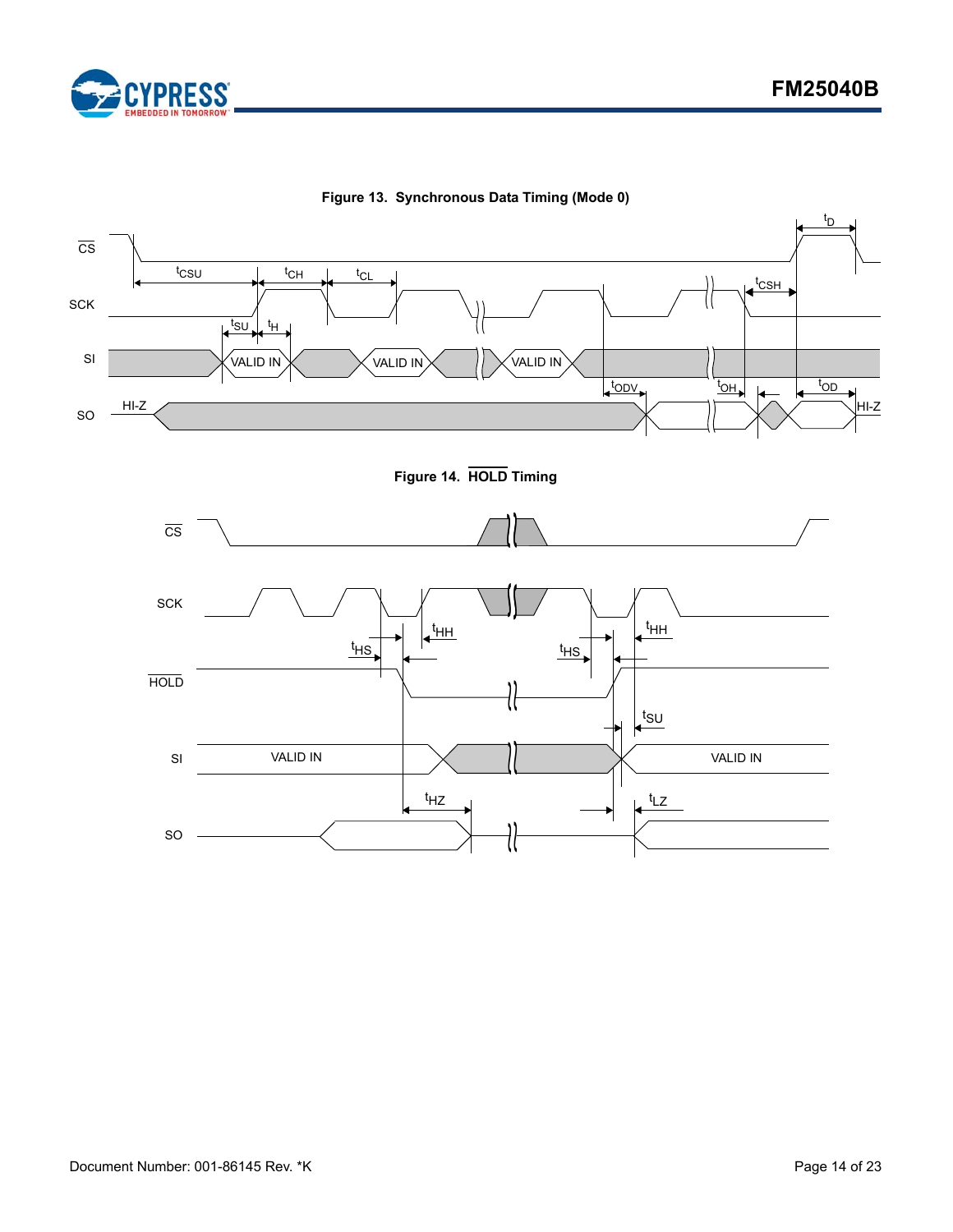**Figure 13. Synchronous Data Timing (Mode 0)**

**Figure 14. $\overline{\text{HOLD}}$ Timing**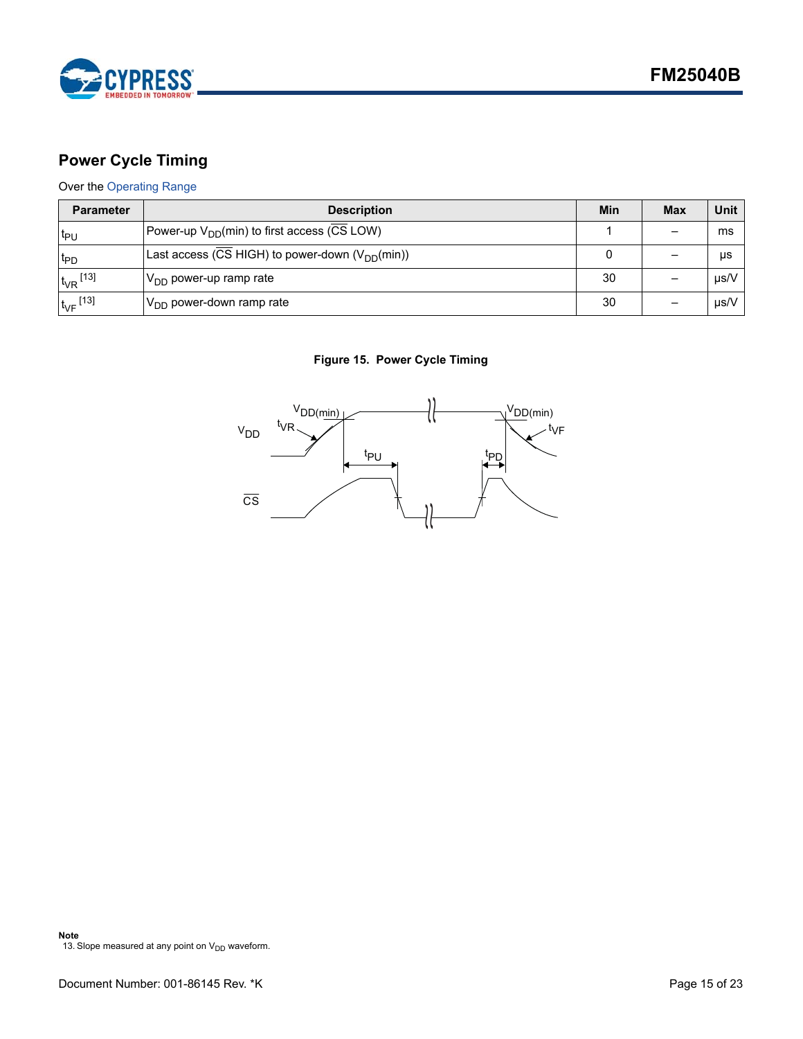## Power Cycle Timing

Over the Operating Range

| Parameter | Description | Min | Max | Unit |
|---|---|---|---|---|
| $t_{PU}$ | Power-up $V_{DD}$(min) to first access ($\overline{CS}$ LOW) | 1 | – | ms |
| $t_{PD}$ | Last access ($\overline{CS}$ HIGH) to power-down ($V_{DD}$(min)) | 0 | – | µs |
| $t_{VR}$ [13] | $V_{DD}$ power-up ramp rate | 30 | – | µs/V |
| $t_{VF}$ [13] | $V_{DD}$ power-down ramp rate | 30 | – | µs/V |

**Figure 15. Power Cycle Timing**

**Note**

13. Slope measured at any point on $V_{DD}$ waveform.

Document Number: 001-86145 Rev. *K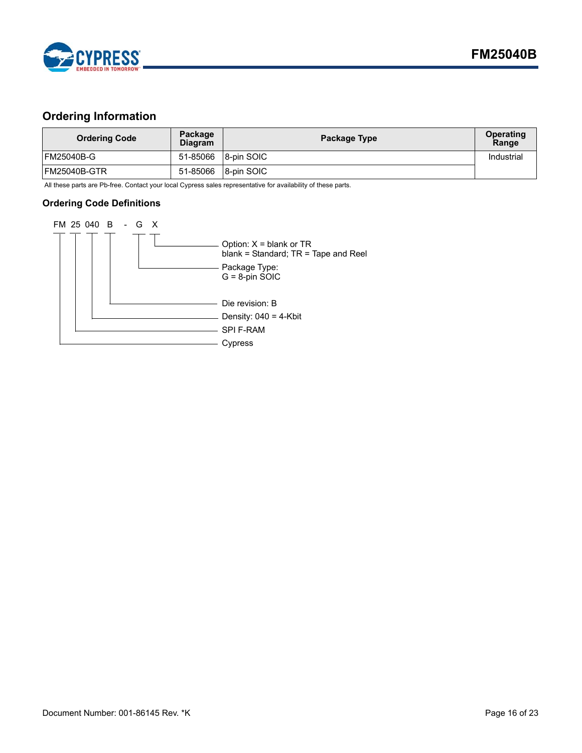## Ordering Information

| Ordering Code | Package Diagram | Package Type | Operating Range |
|---|---|---|---|
| FM25040B-G | 51-85066 | 8-pin SOIC | Industrial |
| FM25040B-GTR | 51-85066 | 8-pin SOIC | |

All these parts are Pb-free. Contact your local Cypress sales representative for availability of these parts.

### Ordering Code Definitions

FM 25 040 B - G X

- Option: X = blank or TR
  blank = Standard; TR = Tape and Reel
- Package Type:
  G = 8-pin SOIC
- Die revision: B
- Density: 040 = 4-Kbit
- SPI F-RAM
- Cypress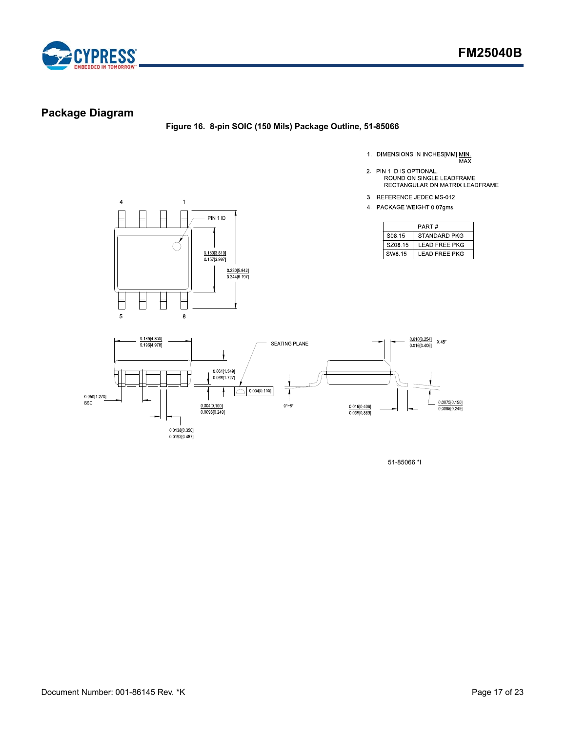## Package Diagram

**Figure 16. 8-pin SOIC (150 Mils) Package Outline, 51-85066**

1. DIMENSIONS IN INCHES[MM] MIN. / MAX.
2. PIN 1 ID IS OPTIONAL, ROUND ON SINGLE LEADFRAME RECTANGULAR ON MATRIX LEADFRAME
3. REFERENCE JEDEC MS-012
4. PACKAGE WEIGHT 0.07gms

| PART # | |
|---|---|
| S08.15 | STANDARD PKG |
| SZ08.15 | LEAD FREE PKG |
| SW8.15 | LEAD FREE PKG |

4 1 PIN 1 ID 5 8

0.150[3.810] / 0.157[3.987]

0.230[5.842] / 0.244[6.197]

0.189[4.800] / 0.196[4.978]

SEATING PLANE

0.010[0.254] / 0.016[0.406] X 45°

0.061[1.549] / 0.068[1.727]

0.004[0.100]

0.050[1.270] BSC

0.004[0.100] / 0.0098[0.249]

0°~8°

0.016[0.406] / 0.035[0.889]

0.0075[0.190] / 0.0098[0.249]

0.0138[0.350] / 0.0192[0.487]

51-85066 *I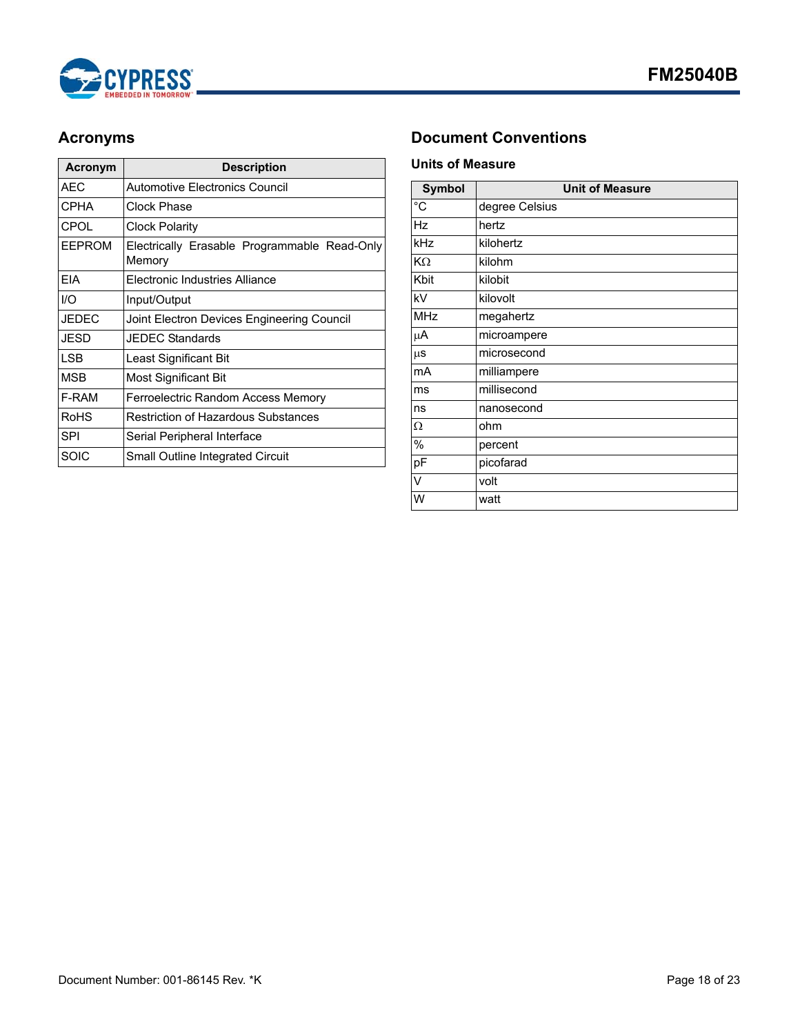## Acronyms

| Acronym | Description |
|---|---|
| AEC | Automotive Electronics Council |
| CPHA | Clock Phase |
| CPOL | Clock Polarity |
| EEPROM | Electrically Erasable Programmable Read-Only Memory |
| EIA | Electronic Industries Alliance |
| I/O | Input/Output |
| JEDEC | Joint Electron Devices Engineering Council |
| JESD | JEDEC Standards |
| LSB | Least Significant Bit |
| MSB | Most Significant Bit |
| F-RAM | Ferroelectric Random Access Memory |
| RoHS | Restriction of Hazardous Substances |
| SPI | Serial Peripheral Interface |
| SOIC | Small Outline Integrated Circuit |

## Document Conventions

### Units of Measure

| Symbol | Unit of Measure |
|---|---|
| °C | degree Celsius |
| Hz | hertz |
| kHz | kilohertz |
| KΩ | kilohm |
| Kbit | kilobit |
| kV | kilovolt |
| MHz | megahertz |
| µA | microampere |
| µs | microsecond |
| mA | milliampere |
| ms | millisecond |
| ns | nanosecond |
| Ω | ohm |
| % | percent |
| pF | picofarad |
| V | volt |
| W | watt |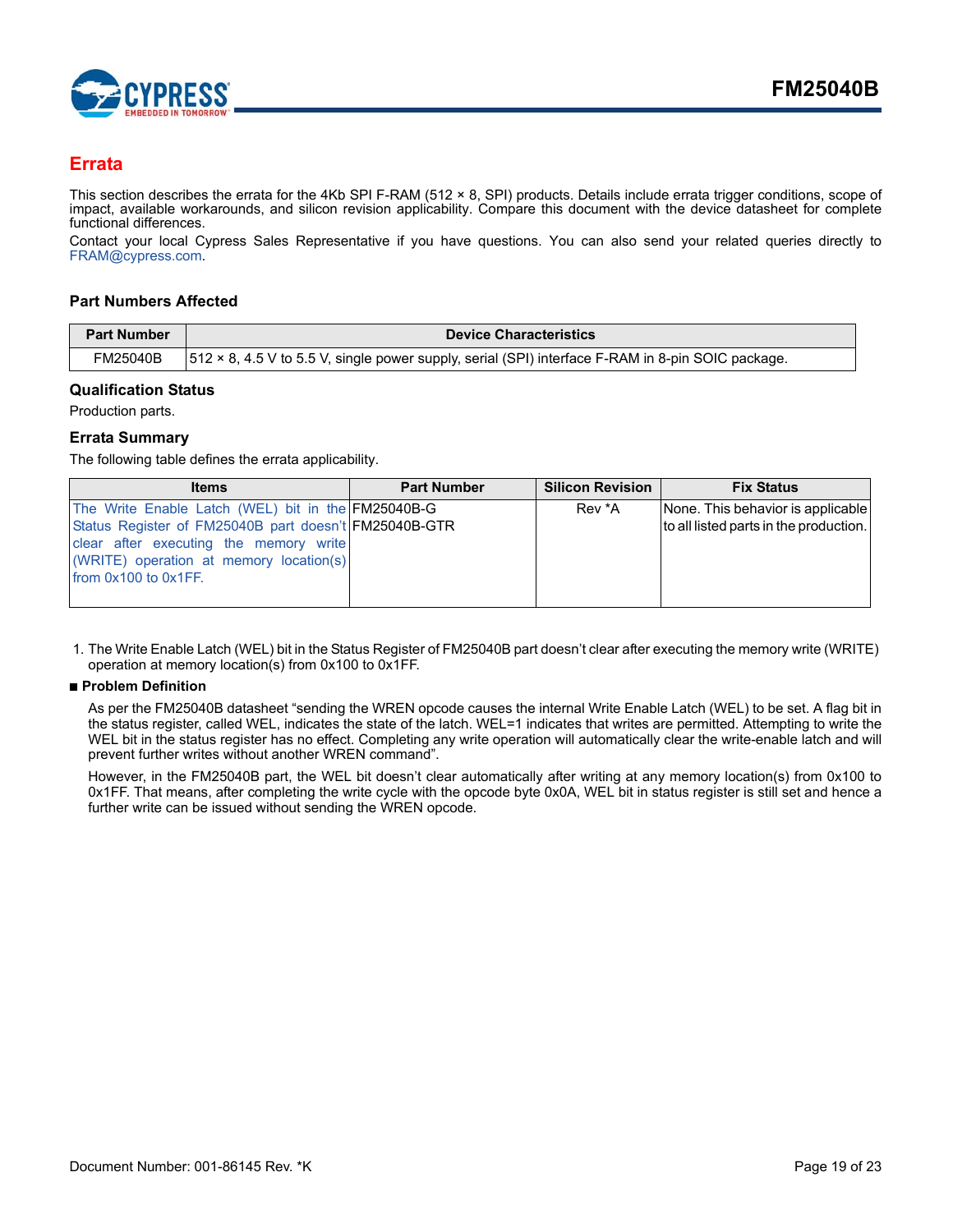## Errata

This section describes the errata for the 4Kb SPI F-RAM (512 × 8, SPI) products. Details include errata trigger conditions, scope of impact, available workarounds, and silicon revision applicability. Compare this document with the device datasheet for complete functional differences.

Contact your local Cypress Sales Representative if you have questions. You can also send your related queries directly to FRAM@cypress.com.

### Part Numbers Affected

| Part Number | Device Characteristics |
|---|---|
| FM25040B | 512 × 8, 4.5 V to 5.5 V, single power supply, serial (SPI) interface F-RAM in 8-pin SOIC package. |

### Qualification Status

Production parts.

### Errata Summary

The following table defines the errata applicability.

| Items | Part Number | Silicon Revision | Fix Status |
|---|---|---|---|
| The Write Enable Latch (WEL) bit in the Status Register of FM25040B part doesn't clear after executing the memory write (WRITE) operation at memory location(s) from 0x100 to 0x1FF. | FM25040B-G<br>FM25040B-GTR | Rev *A | None. This behavior is applicable to all listed parts in the production. |

1. The Write Enable Latch (WEL) bit in the Status Register of FM25040B part doesn't clear after executing the memory write (WRITE) operation at memory location(s) from 0x100 to 0x1FF.

- **Problem Definition**

  As per the FM25040B datasheet "sending the WREN opcode causes the internal Write Enable Latch (WEL) to be set. A flag bit in the status register, called WEL, indicates the state of the latch. WEL=1 indicates that writes are permitted. Attempting to write the WEL bit in the status register has no effect. Completing any write operation will automatically clear the write-enable latch and will prevent further writes without another WREN command".

  However, in the FM25040B part, the WEL bit doesn't clear automatically after writing at any memory location(s) from 0x100 to 0x1FF. That means, after completing the write cycle with the opcode byte 0x0A, WEL bit in status register is still set and hence a further write can be issued without sending the WREN opcode.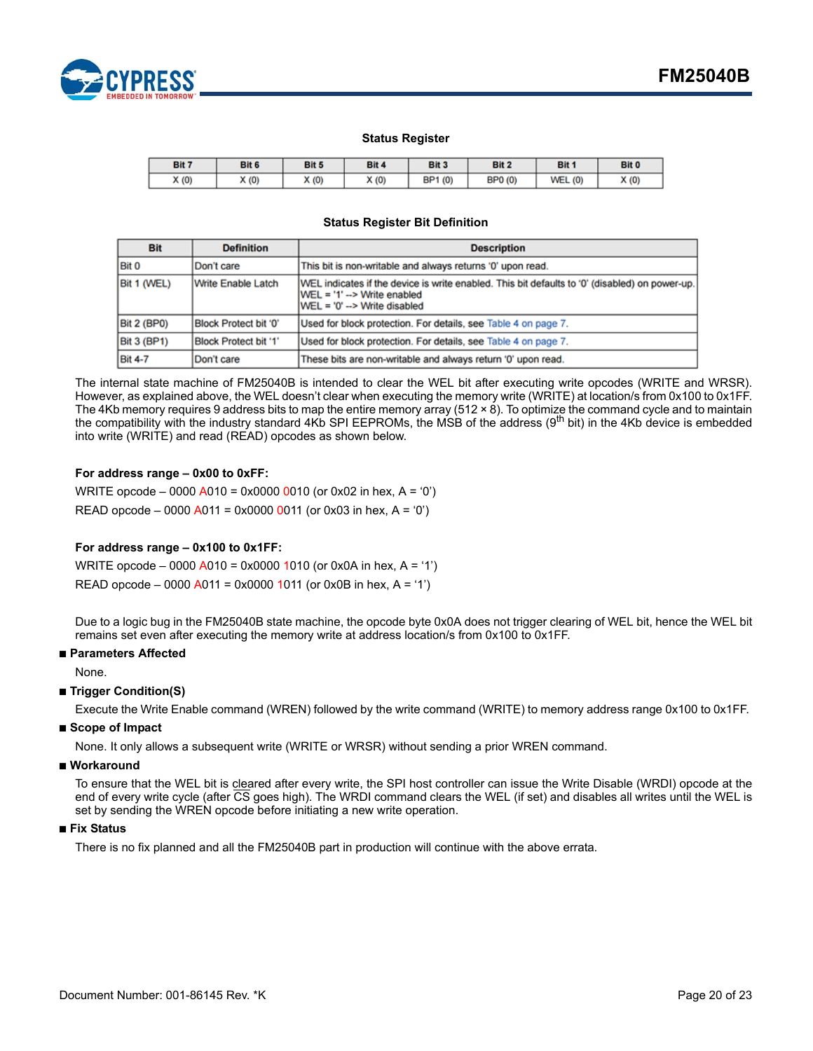**Status Register**

| Bit 7 | Bit 6 | Bit 5 | Bit 4 | Bit 3 | Bit 2 | Bit 1 | Bit 0 |
|---|---|---|---|---|---|---|---|
| X (0) | X (0) | X (0) | X (0) | BP1 (0) | BP0 (0) | WEL (0) | X (0) |

**Status Register Bit Definition**

| Bit | Definition | Description |
|---|---|---|
| Bit 0 | Don't care | This bit is non-writable and always returns '0' upon read. |
| Bit 1 (WEL) | Write Enable Latch | WEL indicates if the device is write enabled. This bit defaults to '0' (disabled) on power-up.<br>WEL = '1' --> Write enabled<br>WEL = '0' --> Write disabled |
| Bit 2 (BP0) | Block Protect bit '0' | Used for block protection. For details, see Table 4 on page 7. |
| Bit 3 (BP1) | Block Protect bit '1' | Used for block protection. For details, see Table 4 on page 7. |
| Bit 4-7 | Don't care | These bits are non-writable and always return '0' upon read. |

The internal state machine of FM25040B is intended to clear the WEL bit after executing write opcodes (WRITE and WRSR). However, as explained above, the WEL doesn't clear when executing the memory write (WRITE) at location/s from 0x100 to 0x1FF. The 4Kb memory requires 9 address bits to map the entire memory array (512 × 8). To optimize the command cycle and to maintain the compatibility with the industry standard 4Kb SPI EEPROMs, the MSB of the address (9th bit) in the 4Kb device is embedded into write (WRITE) and read (READ) opcodes as shown below.

**For address range – 0x00 to 0xFF:**

WRITE opcode – 0000 A010 = 0x0000 0010 (or 0x02 in hex, A = '0')

READ opcode – 0000 A011 = 0x0000 0011 (or 0x03 in hex, A = '0')

**For address range – 0x100 to 0x1FF:**

WRITE opcode – 0000 A010 = 0x0000 1010 (or 0x0A in hex, A = '1')

READ opcode – 0000 A011 = 0x0000 1011 (or 0x0B in hex, A = '1')

Due to a logic bug in the FM25040B state machine, the opcode byte 0x0A does not trigger clearing of WEL bit, hence the WEL bit remains set even after executing the memory write at address location/s from 0x100 to 0x1FF.

- **Parameters Affected**

  None.

- **Trigger Condition(S)**

  Execute the Write Enable command (WREN) followed by the write command (WRITE) to memory address range 0x100 to 0x1FF.

- **Scope of Impact**

  None. It only allows a subsequent write (WRITE or WRSR) without sending a prior WREN command.

- **Workaround**

  To ensure that the WEL bit is cleared after every write, the SPI host controller can issue the Write Disable (WRDI) opcode at the end of every write cycle (after CS goes high). The WRDI command clears the WEL (if set) and disables all writes until the WEL is set by sending the WREN opcode before initiating a new write operation.

- **Fix Status**

  There is no fix planned and all the FM25040B part in production will continue with the above errata.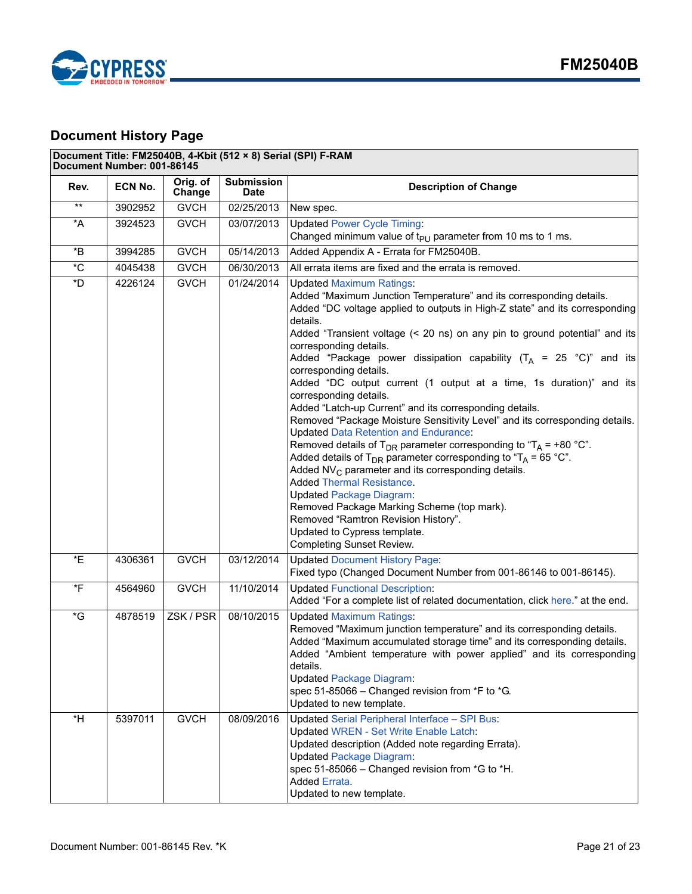## Document History Page

| Document Title: FM25040B, 4-Kbit (512 × 8) Serial (SPI) F-RAM<br>Document Number: 001-86145 | | | | |
|---|---|---|---|---|
| **Rev.** | **ECN No.** | **Orig. of Change** | **Submission Date** | **Description of Change** |
| ** | 3902952 | GVCH | 02/25/2013 | New spec. |
| *A | 3924523 | GVCH | 03/07/2013 | Updated Power Cycle Timing:<br>Changed minimum value of $t_{PU}$ parameter from 10 ms to 1 ms. |
| *B | 3994285 | GVCH | 05/14/2013 | Added Appendix A - Errata for FM25040B. |
| *C | 4045438 | GVCH | 06/30/2013 | All errata items are fixed and the errata is removed. |
| *D | 4226124 | GVCH | 01/24/2014 | Updated Maximum Ratings:<br>Added “Maximum Junction Temperature” and its corresponding details.<br>Added “DC voltage applied to outputs in High-Z state” and its corresponding details.<br>Added “Transient voltage (< 20 ns) on any pin to ground potential” and its corresponding details.<br>Added “Package power dissipation capability ($T_A$ = 25 °C)” and its corresponding details.<br>Added “DC output current (1 output at a time, 1s duration)” and its corresponding details.<br>Added “Latch-up Current” and its corresponding details.<br>Removed “Package Moisture Sensitivity Level” and its corresponding details.<br>Updated Data Retention and Endurance:<br>Removed details of $T_{DR}$ parameter corresponding to “$T_A$ = +80 °C”.<br>Added details of $T_{DR}$ parameter corresponding to “$T_A$ = 65 °C”.<br>Added $NV_C$ parameter and its corresponding details.<br>Added Thermal Resistance.<br>Updated Package Diagram:<br>Removed Package Marking Scheme (top mark).<br>Removed “Ramtron Revision History”.<br>Updated to Cypress template.<br>Completing Sunset Review. |
| *E | 4306361 | GVCH | 03/12/2014 | Updated Document History Page:<br>Fixed typo (Changed Document Number from 001-86146 to 001-86145). |
| *F | 4564960 | GVCH | 11/10/2014 | Updated Functional Description:<br>Added “For a complete list of related documentation, click here.” at the end. |
| *G | 4878519 | ZSK / PSR | 08/10/2015 | Updated Maximum Ratings:<br>Removed “Maximum junction temperature” and its corresponding details.<br>Added “Maximum accumulated storage time” and its corresponding details.<br>Added “Ambient temperature with power applied” and its corresponding details.<br>Updated Package Diagram:<br>spec 51-85066 – Changed revision from *F to *G.<br>Updated to new template. |
| *H | 5397011 | GVCH | 08/09/2016 | Updated Serial Peripheral Interface – SPI Bus:<br>Updated WREN - Set Write Enable Latch:<br>Updated description (Added note regarding Errata).<br>Updated Package Diagram:<br>spec 51-85066 – Changed revision from *G to *H.<br>Added Errata.<br>Updated to new template. |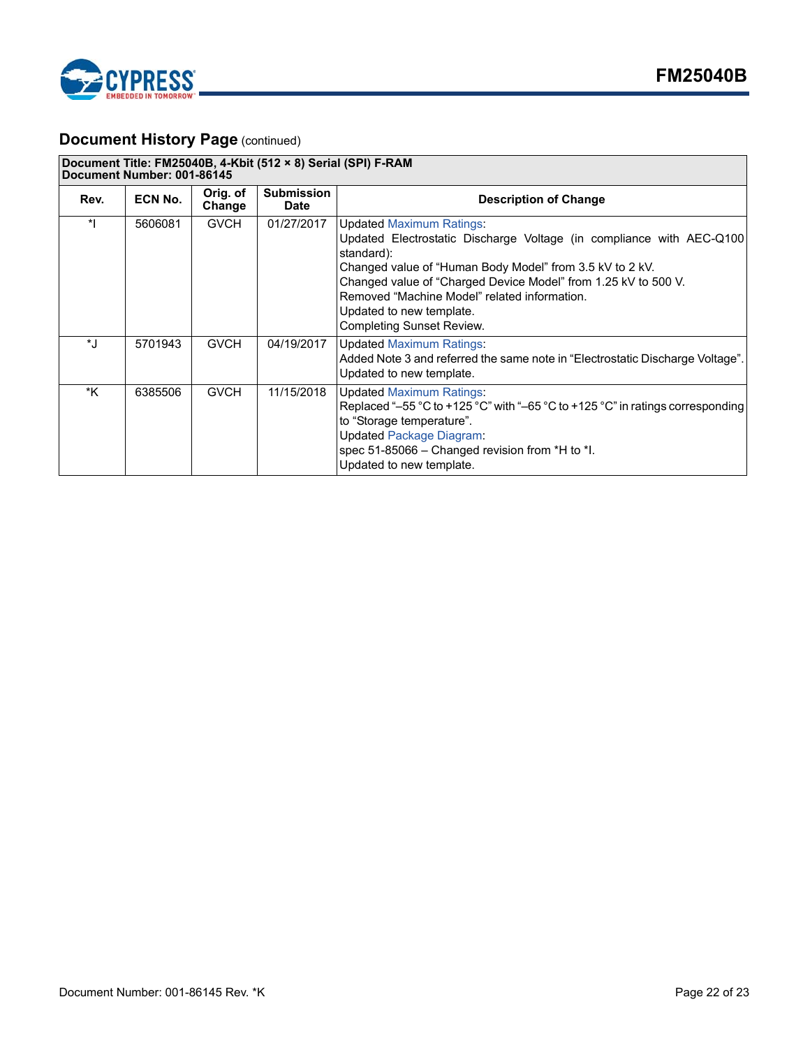## Document History Page (continued)

| Document Title: FM25040B, 4-Kbit (512 × 8) Serial (SPI) F-RAM<br>Document Number: 001-86145 | | | | |
|---|---|---|---|---|
| **Rev.** | **ECN No.** | **Orig. of Change** | **Submission Date** | **Description of Change** |
| *I | 5606081 | GVCH | 01/27/2017 | Updated Maximum Ratings:<br>Updated Electrostatic Discharge Voltage (in compliance with AEC-Q100 standard):<br>Changed value of “Human Body Model” from 3.5 kV to 2 kV.<br>Changed value of “Charged Device Model” from 1.25 kV to 500 V.<br>Removed “Machine Model” related information.<br>Updated to new template.<br>Completing Sunset Review. |
| *J | 5701943 | GVCH | 04/19/2017 | Updated Maximum Ratings:<br>Added Note 3 and referred the same note in “Electrostatic Discharge Voltage”.<br>Updated to new template. |
| *K | 6385506 | GVCH | 11/15/2018 | Updated Maximum Ratings:<br>Replaced “–55 °C to +125 °C” with “–65 °C to +125 °C” in ratings corresponding to “Storage temperature”.<br>Updated Package Diagram:<br>spec 51-85066 – Changed revision from *H to *I.<br>Updated to new template. |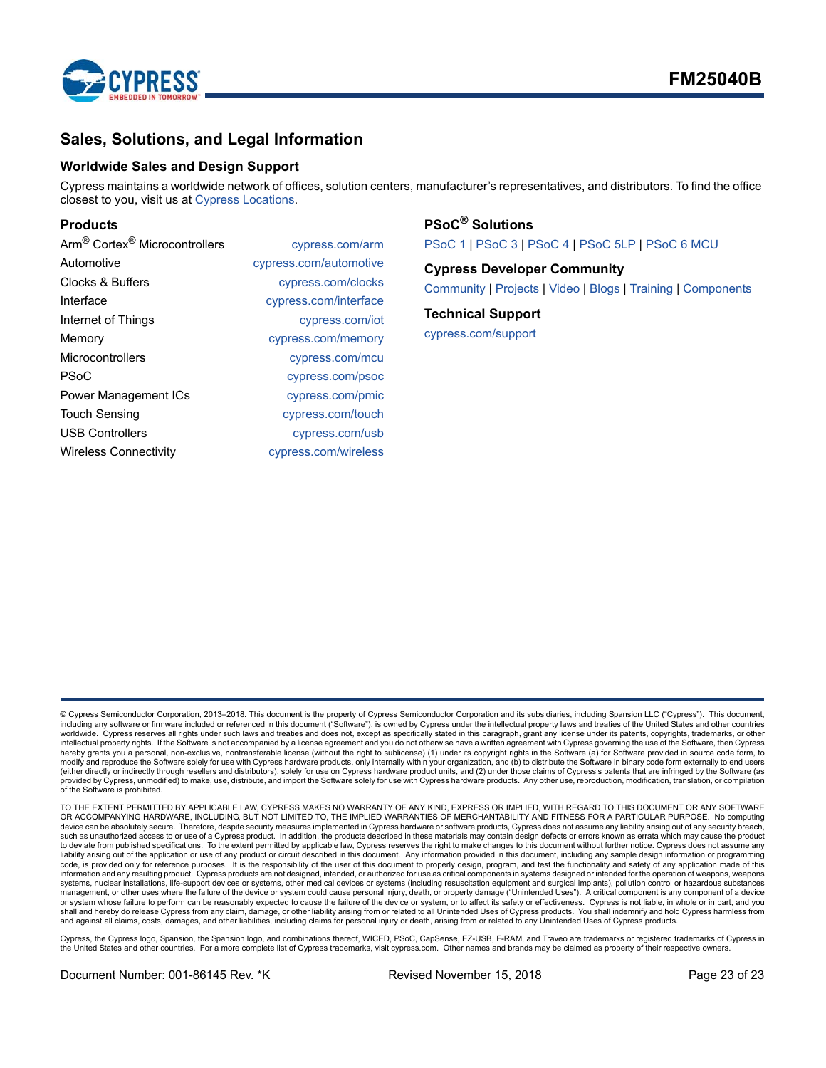## Sales, Solutions, and Legal Information

### Worldwide Sales and Design Support

Cypress maintains a worldwide network of offices, solution centers, manufacturer's representatives, and distributors. To find the office closest to you, visit us at Cypress Locations.

### Products

| | |
|---|---|
| Arm® Cortex® Microcontrollers | cypress.com/arm |
| Automotive | cypress.com/automotive |
| Clocks & Buffers | cypress.com/clocks |
| Interface | cypress.com/interface |
| Internet of Things | cypress.com/iot |
| Memory | cypress.com/memory |
| Microcontrollers | cypress.com/mcu |
| PSoC | cypress.com/psoc |
| Power Management ICs | cypress.com/pmic |
| Touch Sensing | cypress.com/touch |
| USB Controllers | cypress.com/usb |
| Wireless Connectivity | cypress.com/wireless |

### PSoC® Solutions

PSoC 1 | PSoC 3 | PSoC 4 | PSoC 5LP | PSoC 6 MCU

### Cypress Developer Community

Community | Projects | Video | Blogs | Training | Components

### Technical Support

cypress.com/support

---

© Cypress Semiconductor Corporation, 2013–2018. This document is the property of Cypress Semiconductor Corporation and its subsidiaries, including Spansion LLC ("Cypress"). This document, including any software or firmware included or referenced in this document ("Software"), is owned by Cypress under the intellectual property laws and treaties of the United States and other countries worldwide. Cypress reserves all rights under such laws and treaties and does not, except as specifically stated in this paragraph, grant any license under its patents, copyrights, trademarks, or other intellectual property rights. If the Software is not accompanied by a license agreement and you do not otherwise have a written agreement with Cypress governing the use of the Software, then Cypress hereby grants you a personal, non-exclusive, nontransferable license (without the right to sublicense) (1) under its copyright rights in the Software (a) for Software provided in source code form, to modify and reproduce the Software solely for use with Cypress hardware products, only internally within your organization, and (b) to distribute the Software in binary code form externally to end users (either directly or indirectly through resellers and distributors), solely for use on Cypress hardware product units, and (2) under those claims of Cypress's patents that are infringed by the Software (as provided by Cypress, unmodified) to make, use, distribute, and import the Software solely for use with Cypress hardware products. Any other use, reproduction, modification, translation, or compilation of the Software is prohibited.

TO THE EXTENT PERMITTED BY APPLICABLE LAW, CYPRESS MAKES NO WARRANTY OF ANY KIND, EXPRESS OR IMPLIED, WITH REGARD TO THIS DOCUMENT OR ANY SOFTWARE OR ACCOMPANYING HARDWARE, INCLUDING, BUT NOT LIMITED TO, THE IMPLIED WARRANTIES OF MERCHANTABILITY AND FITNESS FOR A PARTICULAR PURPOSE. No computing device can be absolutely secure. Therefore, despite security measures implemented in Cypress hardware or software products, Cypress does not assume any liability arising out of any security breach, such as unauthorized access to or use of a Cypress product. In addition, the products described in these materials may contain design defects or errors known as errata which may cause the product to deviate from published specifications. To the extent permitted by applicable law, Cypress reserves the right to make changes to this document without further notice. Cypress does not assume any liability arising out of the application or use of any product or circuit described in this document. Any information provided in this document, including any sample design information or programming code, is provided only for reference purposes. It is the responsibility of the user of this document to properly design, program, and test the functionality and safety of any application made of this information and any resulting product. Cypress products are not designed, intended, or authorized for use as critical components in systems designed or intended for the operation of weapons, weapons systems, nuclear installations, life-support devices or systems, other medical devices or systems (including resuscitation equipment and surgical implants), pollution control or hazardous substances management, or other uses where the failure of the device or system could cause personal injury, death, or property damage ("Unintended Uses"). A critical component is any component of a device or system whose failure to perform can be reasonably expected to cause the failure of the device or system, or to affect its safety or effectiveness. Cypress is not liable, in whole or in part, and you shall and hereby do release Cypress from any claim, damage, or other liability arising from or related to all Unintended Uses of Cypress products. You shall indemnify and hold Cypress harmless from and against all claims, costs, damages, and other liabilities, including claims for personal injury or death, arising from or related to any Unintended Uses of Cypress products.

Cypress, the Cypress logo, Spansion, the Spansion logo, and combinations thereof, WICED, PSoC, CapSense, EZ-USB, F-RAM, and Traveo are trademarks or registered trademarks of Cypress in the United States and other countries. For a more complete list of Cypress trademarks, visit cypress.com. Other names and brands may be claimed as property of their respective owners.

Document Number: 001-86145 Rev. *K Revised November 15, 2018